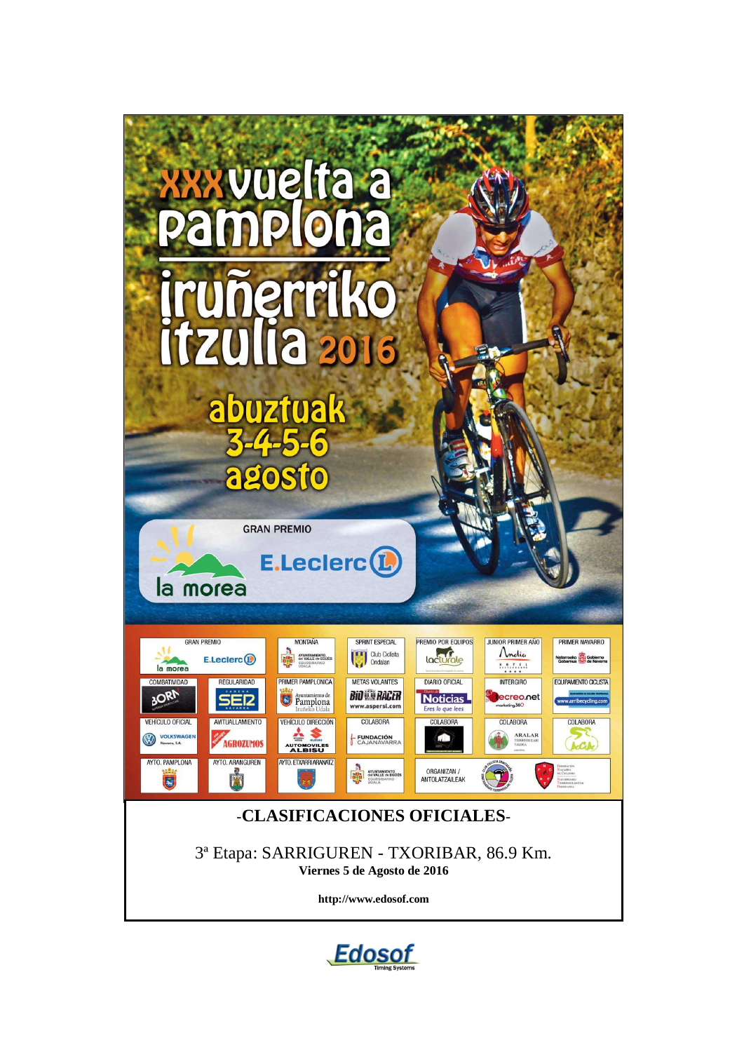# XXX vuelta a Pamplona

# iruñerriko itzulia 2016

abuztuak 3-4-5-6 agosto

GRAN PREMIO la morea E.Leclerc

| GRAN PREMIO | MONTAÑA | SPRINT ESPECIAL | PREMIO POR EQUIPOS | JUNIOR PRIMER AÑO | PRIMER NAVARRO |
|---|---|---|---|---|---|
| la morea E.Leclerc | Ayuntamiento del Valle de Egüés | Club Ciclista Ondalan | lacturale | Andia Hotel | Nafarroako Gobernua / Gobierno de Navarra |

| COMBATIVIDAD | REGULARIDAD | PRIMER PAMPLONICA | METAS VOLANTES | DIARIO OFICIAL | INTERGIRO | EQUIPAMIENTO CICLISTA |
|---|---|---|---|---|---|---|
| BORN | SER Navarra | Ayuntamiento de Pamplona Iruñeko Udala | BIO RACER www.aspersl.com | Diario de Noticias Eres lo que lees | ecreo.net marketing360 | www.arribecycling.com |

| VEHÍCULO OFICIAL | AVITUALLAMIENTO | VEHÍCULO DIRECCIÓN | COLABORA | COLABORA | COLABORA | COLABORA |
|---|---|---|---|---|---|---|
| VOLKSWAGEN Navarra, S.A. | AGROZUMOS | AUTOMOVILES ALBISU | FUNDACIÓN CAJANAVARRA | | ARALAR | |

| AYTO. PAMPLONA | AYTO. ARANGUREN | AYTO. ETXARRI ARANATZ | | ORGANIZAN / ANTOLATZAILEAK | | |
|---|---|---|---|---|---|---|
| | | | Ayuntamiento del Valle de Egüés | | | Federación Navarra de Ciclismo |

## -CLASIFICACIONES OFICIALES-

3ª Etapa: SARRIGUREN - TXORIBAR, 86.9 Km.

**Viernes 5 de Agosto de 2016**

**http://www.edosof.com**

Edosof Timing Systems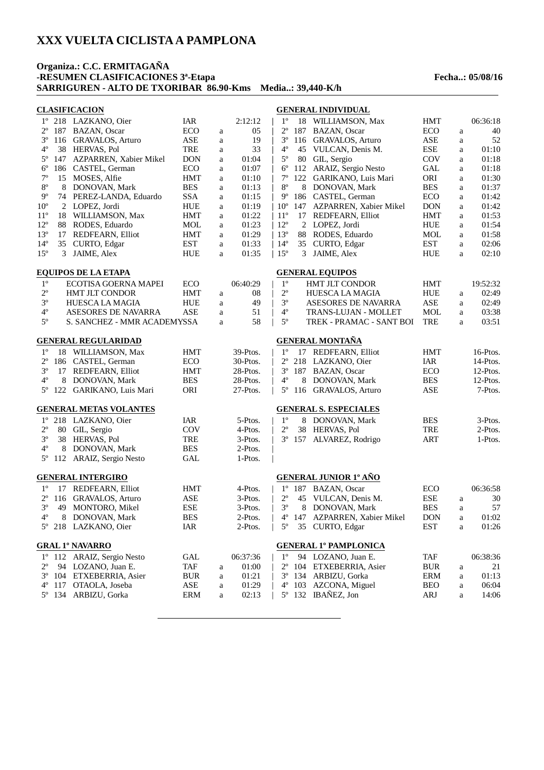# XXX VUELTA CICLISTA A PAMPLONA

**Organiza.: C.C. ERMITAGAÑA**
**-RESUMEN CLASIFICACIONES 3ª-Etapa** **Fecha..: 05/08/16**
**SARRIGUREN - ALTO DE TXORIBAR 86.90-Kms Media..: 39,440-K/h**

## CLASIFICACION

| Pos | Dorsal | Nombre | Equipo | | Tiempo |
|---|---|---|---|---|---|
| 1º | 218 | LAZKANO, Oier | IAR | | 2:12:12 |
| 2º | 187 | BAZAN, Oscar | ECO | a | 05 |
| 3º | 116 | GRAVALOS, Arturo | ASE | a | 19 |
| 4º | 38 | HERVAS, Pol | TRE | a | 33 |
| 5º | 147 | AZPARREN, Xabier Mikel | DON | a | 01:04 |
| 6º | 186 | CASTEL, German | ECO | a | 01:07 |
| 7º | 15 | MOSES, Alfie | HMT | a | 01:10 |
| 8º | 8 | DONOVAN, Mark | BES | a | 01:13 |
| 9º | 74 | PEREZ-LANDA, Eduardo | SSA | a | 01:15 |
| 10º | 2 | LOPEZ, Jordi | HUE | a | 01:19 |
| 11º | 18 | WILLIAMSON, Max | HMT | a | 01:22 |
| 12º | 88 | RODES, Eduardo | MOL | a | 01:23 |
| 13º | 17 | REDFEARN, Elliot | HMT | a | 01:29 |
| 14º | 35 | CURTO, Edgar | EST | a | 01:33 |
| 15º | 3 | JAIME, Alex | HUE | a | 01:35 |

## GENERAL INDIVIDUAL

| Pos | Dorsal | Nombre | Equipo | | Tiempo |
|---|---|---|---|---|---|
| 1º | 18 | WILLIAMSON, Max | HMT | | 06:36:18 |
| 2º | 187 | BAZAN, Oscar | ECO | a | 40 |
| 3º | 116 | GRAVALOS, Arturo | ASE | a | 52 |
| 4º | 45 | VULCAN, Denis M. | ESE | a | 01:10 |
| 5º | 80 | GIL, Sergio | COV | a | 01:18 |
| 6º | 112 | ARAIZ, Sergio Nesto | GAL | a | 01:18 |
| 7º | 122 | GARIKANO, Luis Mari | ORI | a | 01:30 |
| 8º | 8 | DONOVAN, Mark | BES | a | 01:37 |
| 9º | 186 | CASTEL, German | ECO | a | 01:42 |
| 10º | 147 | AZPARREN, Xabier Mikel | DON | a | 01:42 |
| 11º | 17 | REDFEARN, Elliot | HMT | a | 01:53 |
| 12º | 2 | LOPEZ, Jordi | HUE | a | 01:54 |
| 13º | 88 | RODES, Eduardo | MOL | a | 01:58 |
| 14º | 35 | CURTO, Edgar | EST | a | 02:06 |
| 15º | 3 | JAIME, Alex | HUE | a | 02:10 |

## EQUIPOS DE LA ETAPA

| Pos | Equipo | | | Tiempo |
|---|---|---|---|---|
| 1º | ECOTISA GOERNA MAPEI | ECO | | 06:40:29 |
| 2º | HMT JLT CONDOR | HMT | a | 08 |
| 3º | HUESCA LA MAGIA | HUE | a | 49 |
| 4º | ASESORES DE NAVARRA | ASE | a | 51 |
| 5º | S. SANCHEZ - MMR ACADEMY | SSA | a | 58 |

## GENERAL EQUIPOS

| Pos | Equipo | | | Tiempo |
|---|---|---|---|---|
| 1º | HMT JLT CONDOR | HMT | | 19:52:32 |
| 2º | HUESCA LA MAGIA | HUE | a | 02:49 |
| 3º | ASESORES DE NAVARRA | ASE | a | 02:49 |
| 4º | TRANS-LUJAN - MOLLET | MOL | a | 03:38 |
| 5º | TREK - PRAMAC - SANT BOI | TRE | a | 03:51 |

## GENERAL REGULARIDAD

| Pos | Dorsal | Nombre | Equipo | Puntos |
|---|---|---|---|---|
| 1º | 18 | WILLIAMSON, Max | HMT | 39-Ptos. |
| 2º | 186 | CASTEL, German | ECO | 30-Ptos. |
| 3º | 17 | REDFEARN, Elliot | HMT | 28-Ptos. |
| 4º | 8 | DONOVAN, Mark | BES | 28-Ptos. |
| 5º | 122 | GARIKANO, Luis Mari | ORI | 27-Ptos. |

## GENERAL MONTAÑA

| Pos | Dorsal | Nombre | Equipo | Puntos |
|---|---|---|---|---|
| 1º | 17 | REDFEARN, Elliot | HMT | 16-Ptos. |
| 2º | 218 | LAZKANO, Oier | IAR | 14-Ptos. |
| 3º | 187 | BAZAN, Oscar | ECO | 12-Ptos. |
| 4º | 8 | DONOVAN, Mark | BES | 12-Ptos. |
| 5º | 116 | GRAVALOS, Arturo | ASE | 7-Ptos. |

## GENERAL METAS VOLANTES

| Pos | Dorsal | Nombre | Equipo | Puntos |
|---|---|---|---|---|
| 1º | 218 | LAZKANO, Oier | IAR | 5-Ptos. |
| 2º | 80 | GIL, Sergio | COV | 4-Ptos. |
| 3º | 38 | HERVAS, Pol | TRE | 3-Ptos. |
| 4º | 8 | DONOVAN, Mark | BES | 2-Ptos. |
| 5º | 112 | ARAIZ, Sergio Nesto | GAL | 1-Ptos. |

## GENERAL S. ESPECIALES

| Pos | Dorsal | Nombre | Equipo | Puntos |
|---|---|---|---|---|
| 1º | 8 | DONOVAN, Mark | BES | 3-Ptos. |
| 2º | 38 | HERVAS, Pol | TRE | 2-Ptos. |
| 3º | 157 | ALVAREZ, Rodrigo | ART | 1-Ptos. |

## GENERAL INTERGIRO

| Pos | Dorsal | Nombre | Equipo | Puntos |
|---|---|---|---|---|
| 1º | 17 | REDFEARN, Elliot | HMT | 4-Ptos. |
| 2º | 116 | GRAVALOS, Arturo | ASE | 3-Ptos. |
| 3º | 49 | MONTORO, Mikel | ESE | 3-Ptos. |
| 4º | 8 | DONOVAN, Mark | BES | 2-Ptos. |
| 5º | 218 | LAZKANO, Oier | IAR | 2-Ptos. |

## GENERAL JUNIOR 1º AÑO

| Pos | Dorsal | Nombre | Equipo | | Tiempo |
|---|---|---|---|---|---|
| 1º | 187 | BAZAN, Oscar | ECO | | 06:36:58 |
| 2º | 45 | VULCAN, Denis M. | ESE | a | 30 |
| 3º | 8 | DONOVAN, Mark | BES | a | 57 |
| 4º | 147 | AZPARREN, Xabier Mikel | DON | a | 01:02 |
| 5º | 35 | CURTO, Edgar | EST | a | 01:26 |

## GRAL 1º NAVARRO

| Pos | Dorsal | Nombre | Equipo | | Tiempo |
|---|---|---|---|---|---|
| 1º | 112 | ARAIZ, Sergio Nesto | GAL | | 06:37:36 |
| 2º | 94 | LOZANO, Juan E. | TAF | a | 01:00 |
| 3º | 104 | ETXEBERRIA, Asier | BUR | a | 01:21 |
| 4º | 117 | OTAOLA, Joseba | ASE | a | 01:29 |
| 5º | 134 | ARBIZU, Gorka | ERM | a | 02:13 |

## GENERAL 1º PAMPLONICA

| Pos | Dorsal | Nombre | Equipo | | Tiempo |
|---|---|---|---|---|---|
| 1º | 94 | LOZANO, Juan E. | TAF | | 06:38:36 |
| 2º | 104 | ETXEBERRIA, Asier | BUR | a | 21 |
| 3º | 134 | ARBIZU, Gorka | ERM | a | 01:13 |
| 4º | 103 | AZCONA, Miguel | BEO | a | 06:04 |
| 5º | 132 | IBAÑEZ, Jon | ARJ | a | 14:06 |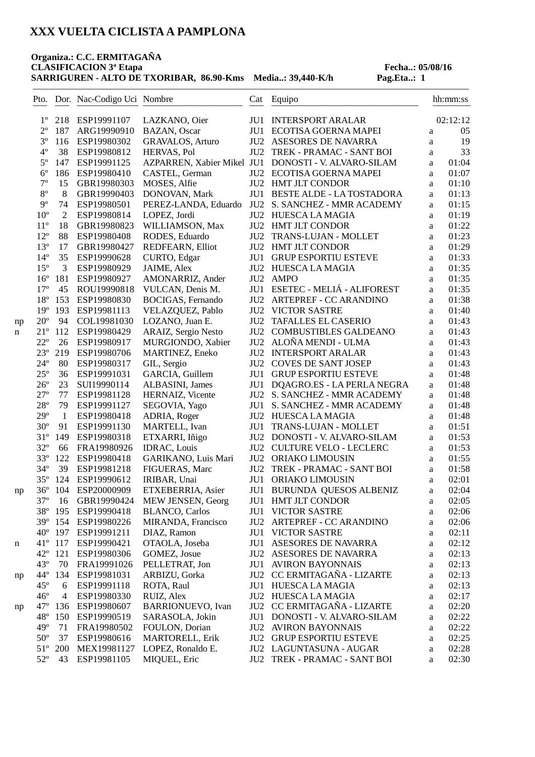# XXX VUELTA CICLISTA A PAMPLONA

**Organiza.: C.C. ERMITAGAÑA**
**CLASIFICACION 3ª Etapa** **Fecha..: 05/08/16**
**SARRIGUREN - ALTO DE TXORIBAR, 86.90-Kms Media..: 39,440-K/h Pag.Eta..: 1**

| | Pto. | Dor. | Nac-Codigo Uci | Nombre | Cat | Equipo | | hh:mm:ss |
|---|---|---|---|---|---|---|---|---|
| | 1º | 218 | ESP19991107 | LAZKANO, Oier | JU1 | INTERSPORT ARALAR | | 02:12:12 |
| | 2º | 187 | ARG19990910 | BAZAN, Oscar | JU1 | ECOTISA GOERNA MAPEI | a | 05 |
| | 3º | 116 | ESP19980302 | GRAVALOS, Arturo | JU2 | ASESORES DE NAVARRA | a | 19 |
| | 4º | 38 | ESP19980812 | HERVAS, Pol | JU2 | TREK - PRAMAC - SANT BOI | a | 33 |
| | 5º | 147 | ESP19991125 | AZPARREN, Xabier Mikel | JU1 | DONOSTI - V. ALVARO-SILAM | a | 01:04 |
| | 6º | 186 | ESP19980410 | CASTEL, German | JU2 | ECOTISA GOERNA MAPEI | a | 01:07 |
| | 7º | 15 | GBR19980303 | MOSES, Alfie | JU2 | HMT JLT CONDOR | a | 01:10 |
| | 8º | 8 | GBR19990403 | DONOVAN, Mark | JU1 | BESTE ALDE - LA TOSTADORA | a | 01:13 |
| | 9º | 74 | ESP19980501 | PEREZ-LANDA, Eduardo | JU2 | S. SANCHEZ - MMR ACADEMY | a | 01:15 |
| | 10º | 2 | ESP19980814 | LOPEZ, Jordi | JU2 | HUESCA LA MAGIA | a | 01:19 |
| | 11º | 18 | GBR19980823 | WILLIAMSON, Max | JU2 | HMT JLT CONDOR | a | 01:22 |
| | 12º | 88 | ESP19980408 | RODES, Eduardo | JU2 | TRANS-LUJAN - MOLLET | a | 01:23 |
| | 13º | 17 | GBR19980427 | REDFEARN, Elliot | JU2 | HMT JLT CONDOR | a | 01:29 |
| | 14º | 35 | ESP19990628 | CURTO, Edgar | JU1 | GRUP ESPORTIU ESTEVE | a | 01:33 |
| | 15º | 3 | ESP19980929 | JAIME, Alex | JU2 | HUESCA LA MAGIA | a | 01:35 |
| | 16º | 181 | ESP19980927 | AMONARRIZ, Ander | JU2 | AMPO | a | 01:35 |
| | 17º | 45 | ROU19990818 | VULCAN, Denis M. | JU1 | ESETEC - MELIÁ - ALIFOREST | a | 01:35 |
| | 18º | 153 | ESP19980830 | BOCIGAS, Fernando | JU2 | ARTEPREF - CC ARANDINO | a | 01:38 |
| | 19º | 193 | ESP19981113 | VELAZQUEZ, Pablo | JU2 | VICTOR SASTRE | a | 01:40 |
| np | 20º | 94 | COL19981030 | LOZANO, Juan E. | JU2 | TAFALLES EL CASERIO | a | 01:43 |
| n | 21º | 112 | ESP19980429 | ARAIZ, Sergio Nesto | JU2 | COMBUSTIBLES GALDEANO | a | 01:43 |
| | 22º | 26 | ESP19980917 | MURGIONDO, Xabier | JU2 | ALOÑA MENDI - ULMA | a | 01:43 |
| | 23º | 219 | ESP19980706 | MARTINEZ, Eneko | JU2 | INTERSPORT ARALAR | a | 01:43 |
| | 24º | 80 | ESP19980317 | GIL, Sergio | JU2 | COVES DE SANT JOSEP | a | 01:43 |
| | 25º | 36 | ESP19991031 | GARCIA, Guillem | JU1 | GRUP ESPORTIU ESTEVE | a | 01:48 |
| | 26º | 23 | SUI19990114 | ALBASINI, James | JU1 | DQAGRO.ES - LA PERLA NEGRA | a | 01:48 |
| | 27º | 77 | ESP19981128 | HERNAIZ, Vicente | JU2 | S. SANCHEZ - MMR ACADEMY | a | 01:48 |
| | 28º | 79 | ESP19991127 | SEGOVIA, Yago | JU1 | S. SANCHEZ - MMR ACADEMY | a | 01:48 |
| | 29º | 1 | ESP19980418 | ADRIA, Roger | JU2 | HUESCA LA MAGIA | a | 01:48 |
| | 30º | 91 | ESP19991130 | MARTELL, Ivan | JU1 | TRANS-LUJAN - MOLLET | a | 01:51 |
| | 31º | 149 | ESP19980318 | ETXARRI, Iñigo | JU2 | DONOSTI - V. ALVARO-SILAM | a | 01:53 |
| | 32º | 66 | FRA19980926 | IDRAC, Louis | JU2 | CULTURE VELO - LECLERC | a | 01:53 |
| | 33º | 122 | ESP19980418 | GARIKANO, Luis Mari | JU2 | ORIAKO LIMOUSIN | a | 01:55 |
| | 34º | 39 | ESP19981218 | FIGUERAS, Marc | JU2 | TREK - PRAMAC - SANT BOI | a | 01:58 |
| | 35º | 124 | ESP19990612 | IRIBAR, Unai | JU1 | ORIAKO LIMOUSIN | a | 02:01 |
| np | 36º | 104 | ESP20000909 | ETXEBERRIA, Asier | JU1 | BURUNDA QUESOS ALBENIZ | a | 02:04 |
| | 37º | 16 | GBR19990424 | MEW JENSEN, Georg | JU1 | HMT JLT CONDOR | a | 02:05 |
| | 38º | 195 | ESP19990418 | BLANCO, Carlos | JU1 | VICTOR SASTRE | a | 02:06 |
| | 39º | 154 | ESP19980226 | MIRANDA, Francisco | JU2 | ARTEPREF - CC ARANDINO | a | 02:06 |
| | 40º | 197 | ESP19991211 | DIAZ, Ramon | JU1 | VICTOR SASTRE | a | 02:11 |
| n | 41º | 117 | ESP19990421 | OTAOLA, Joseba | JU1 | ASESORES DE NAVARRA | a | 02:12 |
| | 42º | 121 | ESP19980306 | GOMEZ, Josue | JU2 | ASESORES DE NAVARRA | a | 02:13 |
| | 43º | 70 | FRA19991026 | PELLETRAT, Jon | JU1 | AVIRON BAYONNAIS | a | 02:13 |
| np | 44º | 134 | ESP19981031 | ARBIZU, Gorka | JU2 | CC ERMITAGAÑA - LIZARTE | a | 02:13 |
| | 45º | 6 | ESP19991118 | ROTA, Raul | JU1 | HUESCA LA MAGIA | a | 02:13 |
| | 46º | 4 | ESP19980330 | RUIZ, Alex | JU2 | HUESCA LA MAGIA | a | 02:17 |
| np | 47º | 136 | ESP19980607 | BARRIONUEVO, Ivan | JU2 | CC ERMITAGAÑA - LIZARTE | a | 02:20 |
| | 48º | 150 | ESP19990519 | SARASOLA, Jokin | JU1 | DONOSTI - V. ALVARO-SILAM | a | 02:22 |
| | 49º | 71 | FRA19980502 | FOULON, Dorian | JU2 | AVIRON BAYONNAIS | a | 02:22 |
| | 50º | 37 | ESP19980616 | MARTORELL, Erik | JU2 | GRUP ESPORTIU ESTEVE | a | 02:25 |
| | 51º | 200 | MEX19981127 | LOPEZ, Ronaldo E. | JU2 | LAGUNTASUNA - AUGAR | a | 02:28 |
| | 52º | 43 | ESP19981105 | MIQUEL, Eric | JU2 | TREK - PRAMAC - SANT BOI | a | 02:30 |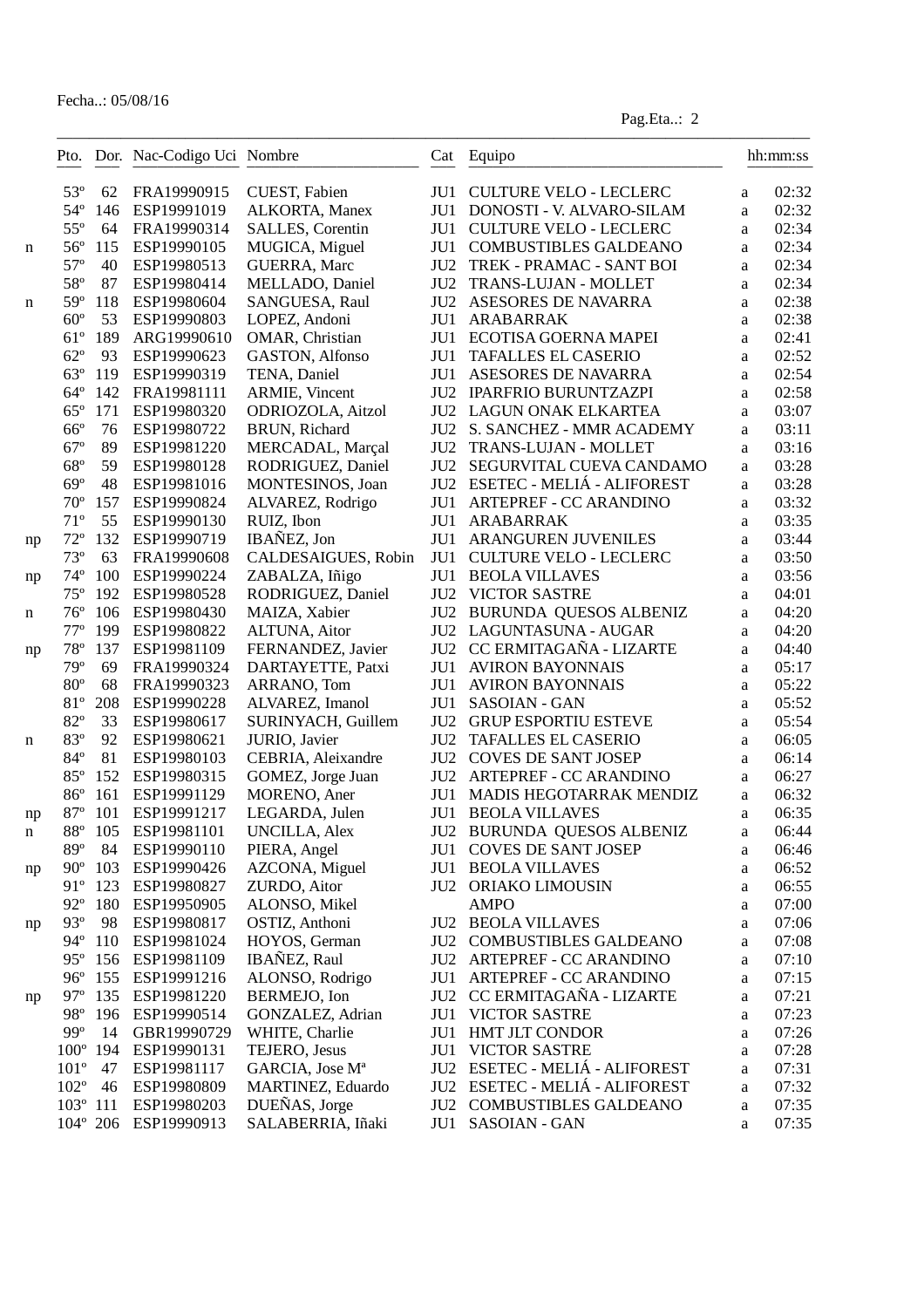Fecha..: 05/08/16

Pag.Eta..: 2

| | Pto. | Dor. | Nac-Codigo Uci | Nombre | Cat | Equipo | | hh:mm:ss |
|---|---|---|---|---|---|---|---|---|
| | 53º | 62 | FRA19990915 | CUEST, Fabien | JU1 | CULTURE VELO - LECLERC | a | 02:32 |
| | 54º | 146 | ESP19991019 | ALKORTA, Manex | JU1 | DONOSTI - V. ALVARO-SILAM | a | 02:32 |
| | 55º | 64 | FRA19990314 | SALLES, Corentin | JU1 | CULTURE VELO - LECLERC | a | 02:34 |
| n | 56º | 115 | ESP19990105 | MUGICA, Miguel | JU1 | COMBUSTIBLES GALDEANO | a | 02:34 |
| | 57º | 40 | ESP19980513 | GUERRA, Marc | JU2 | TREK - PRAMAC - SANT BOI | a | 02:34 |
| | 58º | 87 | ESP19980414 | MELLADO, Daniel | JU2 | TRANS-LUJAN - MOLLET | a | 02:34 |
| n | 59º | 118 | ESP19980604 | SANGUESA, Raul | JU2 | ASESORES DE NAVARRA | a | 02:38 |
| | 60º | 53 | ESP19990803 | LOPEZ, Andoni | JU1 | ARABARRAK | a | 02:38 |
| | 61º | 189 | ARG19990610 | OMAR, Christian | JU1 | ECOTISA GOERNA MAPEI | a | 02:41 |
| | 62º | 93 | ESP19990623 | GASTON, Alfonso | JU1 | TAFALLES EL CASERIO | a | 02:52 |
| | 63º | 119 | ESP19990319 | TENA, Daniel | JU1 | ASESORES DE NAVARRA | a | 02:54 |
| | 64º | 142 | FRA19981111 | ARMIE, Vincent | JU2 | IPARFRIO BURUNTZAZPI | a | 02:58 |
| | 65º | 171 | ESP19980320 | ODRIOZOLA, Aitzol | JU2 | LAGUN ONAK ELKARTEA | a | 03:07 |
| | 66º | 76 | ESP19980722 | BRUN, Richard | JU2 | S. SANCHEZ - MMR ACADEMY | a | 03:11 |
| | 67º | 89 | ESP19981220 | MERCADAL, Marçal | JU2 | TRANS-LUJAN - MOLLET | a | 03:16 |
| | 68º | 59 | ESP19980128 | RODRIGUEZ, Daniel | JU2 | SEGURVITAL CUEVA CANDAMO | a | 03:28 |
| | 69º | 48 | ESP19981016 | MONTESINOS, Joan | JU2 | ESETEC - MELIÁ - ALIFOREST | a | 03:28 |
| | 70º | 157 | ESP19990824 | ALVAREZ, Rodrigo | JU1 | ARTEPREF - CC ARANDINO | a | 03:32 |
| | 71º | 55 | ESP19990130 | RUIZ, Ibon | JU1 | ARABARRAK | a | 03:35 |
| np | 72º | 132 | ESP19990719 | IBAÑEZ, Jon | JU1 | ARANGUREN JUVENILES | a | 03:44 |
| | 73º | 63 | FRA19990608 | CALDESAIGUES, Robin | JU1 | CULTURE VELO - LECLERC | a | 03:50 |
| np | 74º | 100 | ESP19990224 | ZABALZA, Iñigo | JU1 | BEOLA VILLAVES | a | 03:56 |
| | 75º | 192 | ESP19980528 | RODRIGUEZ, Daniel | JU2 | VICTOR SASTRE | a | 04:01 |
| n | 76º | 106 | ESP19980430 | MAIZA, Xabier | JU2 | BURUNDA QUESOS ALBENIZ | a | 04:20 |
| | 77º | 199 | ESP19980822 | ALTUNA, Aitor | JU2 | LAGUNTASUNA - AUGAR | a | 04:20 |
| np | 78º | 137 | ESP19981109 | FERNANDEZ, Javier | JU2 | CC ERMITAGAÑA - LIZARTE | a | 04:40 |
| | 79º | 69 | FRA19990324 | DARTAYETTE, Patxi | JU1 | AVIRON BAYONNAIS | a | 05:17 |
| | 80º | 68 | FRA19990323 | ARRANO, Tom | JU1 | AVIRON BAYONNAIS | a | 05:22 |
| | 81º | 208 | ESP19990228 | ALVAREZ, Imanol | JU1 | SASOIAN - GAN | a | 05:52 |
| | 82º | 33 | ESP19980617 | SURINYACH, Guillem | JU2 | GRUP ESPORTIU ESTEVE | a | 05:54 |
| n | 83º | 92 | ESP19980621 | JURIO, Javier | JU2 | TAFALLES EL CASERIO | a | 06:05 |
| | 84º | 81 | ESP19980103 | CEBRIA, Aleixandre | JU2 | COVES DE SANT JOSEP | a | 06:14 |
| | 85º | 152 | ESP19980315 | GOMEZ, Jorge Juan | JU2 | ARTEPREF - CC ARANDINO | a | 06:27 |
| | 86º | 161 | ESP19991129 | MORENO, Aner | JU1 | MADIS HEGOTARRAK MENDIZ | a | 06:32 |
| np | 87º | 101 | ESP19991217 | LEGARDA, Julen | JU1 | BEOLA VILLAVES | a | 06:35 |
| n | 88º | 105 | ESP19981101 | UNCILLA, Alex | JU2 | BURUNDA QUESOS ALBENIZ | a | 06:44 |
| | 89º | 84 | ESP19990110 | PIERA, Angel | JU1 | COVES DE SANT JOSEP | a | 06:46 |
| np | 90º | 103 | ESP19990426 | AZCONA, Miguel | JU1 | BEOLA VILLAVES | a | 06:52 |
| | 91º | 123 | ESP19980827 | ZURDO, Aitor | JU2 | ORIAKO LIMOUSIN | a | 06:55 |
| | 92º | 180 | ESP19950905 | ALONSO, Mikel | | AMPO | a | 07:00 |
| np | 93º | 98 | ESP19980817 | OSTIZ, Anthoni | JU2 | BEOLA VILLAVES | a | 07:06 |
| | 94º | 110 | ESP19981024 | HOYOS, German | JU2 | COMBUSTIBLES GALDEANO | a | 07:08 |
| | 95º | 156 | ESP19981109 | IBAÑEZ, Raul | JU2 | ARTEPREF - CC ARANDINO | a | 07:10 |
| | 96º | 155 | ESP19991216 | ALONSO, Rodrigo | JU1 | ARTEPREF - CC ARANDINO | a | 07:15 |
| np | 97º | 135 | ESP19981220 | BERMEJO, Ion | JU2 | CC ERMITAGAÑA - LIZARTE | a | 07:21 |
| | 98º | 196 | ESP19990514 | GONZALEZ, Adrian | JU1 | VICTOR SASTRE | a | 07:23 |
| | 99º | 14 | GBR19990729 | WHITE, Charlie | JU1 | HMT JLT CONDOR | a | 07:26 |
| | 100º | 194 | ESP19990131 | TEJERO, Jesus | JU1 | VICTOR SASTRE | a | 07:28 |
| | 101º | 47 | ESP19981117 | GARCIA, Jose Mª | JU2 | ESETEC - MELIÁ - ALIFOREST | a | 07:31 |
| | 102º | 46 | ESP19980809 | MARTINEZ, Eduardo | JU2 | ESETEC - MELIÁ - ALIFOREST | a | 07:32 |
| | 103º | 111 | ESP19980203 | DUEÑAS, Jorge | JU2 | COMBUSTIBLES GALDEANO | a | 07:35 |
| | 104º | 206 | ESP19990913 | SALABERRIA, Iñaki | JU1 | SASOIAN - GAN | a | 07:35 |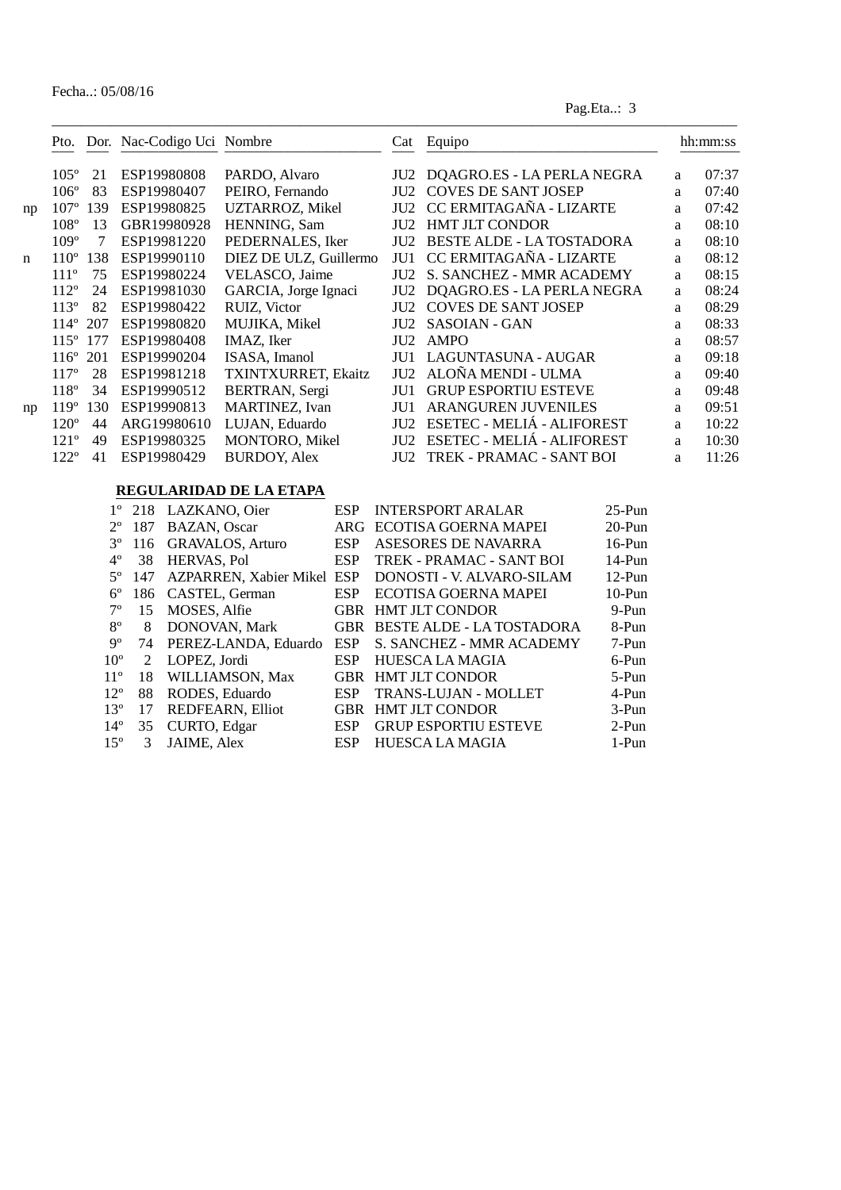Fecha..: 05/08/16

Pag.Eta..: 3

| | Pto. | Dor. | Nac-Codigo Uci | Nombre | Cat | Equipo | | hh:mm:ss |
|---|---|---|---|---|---|---|---|---|
| | 105º | 21 | ESP19980808 | PARDO, Alvaro | JU2 | DQAGRO.ES - LA PERLA NEGRA | a | 07:37 |
| | 106º | 83 | ESP19980407 | PEIRO, Fernando | JU2 | COVES DE SANT JOSEP | a | 07:40 |
| np | 107º | 139 | ESP19980825 | UZTARROZ, Mikel | JU2 | CC ERMITAGAÑA - LIZARTE | a | 07:42 |
| | 108º | 13 | GBR19980928 | HENNING, Sam | JU2 | HMT JLT CONDOR | a | 08:10 |
| | 109º | 7 | ESP19981220 | PEDERNALES, Iker | JU2 | BESTE ALDE - LA TOSTADORA | a | 08:10 |
| n | 110º | 138 | ESP19990110 | DIEZ DE ULZ, Guillermo | JU1 | CC ERMITAGAÑA - LIZARTE | a | 08:12 |
| | 111º | 75 | ESP19980224 | VELASCO, Jaime | JU2 | S. SANCHEZ - MMR ACADEMY | a | 08:15 |
| | 112º | 24 | ESP19981030 | GARCIA, Jorge Ignaci | JU2 | DQAGRO.ES - LA PERLA NEGRA | a | 08:24 |
| | 113º | 82 | ESP19980422 | RUIZ, Victor | JU2 | COVES DE SANT JOSEP | a | 08:29 |
| | 114º | 207 | ESP19980820 | MUJIKA, Mikel | JU2 | SASOIAN - GAN | a | 08:33 |
| | 115º | 177 | ESP19980408 | IMAZ, Iker | JU2 | AMPO | a | 08:57 |
| | 116º | 201 | ESP19990204 | ISASA, Imanol | JU1 | LAGUNTASUNA - AUGAR | a | 09:18 |
| | 117º | 28 | ESP19981218 | TXINTXURRET, Ekaitz | JU2 | ALOÑA MENDI - ULMA | a | 09:40 |
| | 118º | 34 | ESP19990512 | BERTRAN, Sergi | JU1 | GRUP ESPORTIU ESTEVE | a | 09:48 |
| np | 119º | 130 | ESP19990813 | MARTINEZ, Ivan | JU1 | ARANGUREN JUVENILES | a | 09:51 |
| | 120º | 44 | ARG19980610 | LUJAN, Eduardo | JU2 | ESETEC - MELIÁ - ALIFOREST | a | 10:22 |
| | 121º | 49 | ESP19980325 | MONTORO, Mikel | JU2 | ESETEC - MELIÁ - ALIFOREST | a | 10:30 |
| | 122º | 41 | ESP19980429 | BURDOY, Alex | JU2 | TREK - PRAMAC - SANT BOI | a | 11:26 |

**REGULARIDAD DE LA ETAPA**

| | | | | | |
|---|---|---|---|---|---|
| 1º | 218 | LAZKANO, Oier | ESP | INTERSPORT ARALAR | 25-Pun |
| 2º | 187 | BAZAN, Oscar | ARG | ECOTISA GOERNA MAPEI | 20-Pun |
| 3º | 116 | GRAVALOS, Arturo | ESP | ASESORES DE NAVARRA | 16-Pun |
| 4º | 38 | HERVAS, Pol | ESP | TREK - PRAMAC - SANT BOI | 14-Pun |
| 5º | 147 | AZPARREN, Xabier Mikel | ESP | DONOSTI - V. ALVARO-SILAM | 12-Pun |
| 6º | 186 | CASTEL, German | ESP | ECOTISA GOERNA MAPEI | 10-Pun |
| 7º | 15 | MOSES, Alfie | GBR | HMT JLT CONDOR | 9-Pun |
| 8º | 8 | DONOVAN, Mark | GBR | BESTE ALDE - LA TOSTADORA | 8-Pun |
| 9º | 74 | PEREZ-LANDA, Eduardo | ESP | S. SANCHEZ - MMR ACADEMY | 7-Pun |
| 10º | 2 | LOPEZ, Jordi | ESP | HUESCA LA MAGIA | 6-Pun |
| 11º | 18 | WILLIAMSON, Max | GBR | HMT JLT CONDOR | 5-Pun |
| 12º | 88 | RODES, Eduardo | ESP | TRANS-LUJAN - MOLLET | 4-Pun |
| 13º | 17 | REDFEARN, Elliot | GBR | HMT JLT CONDOR | 3-Pun |
| 14º | 35 | CURTO, Edgar | ESP | GRUP ESPORTIU ESTEVE | 2-Pun |
| 15º | 3 | JAIME, Alex | ESP | HUESCA LA MAGIA | 1-Pun |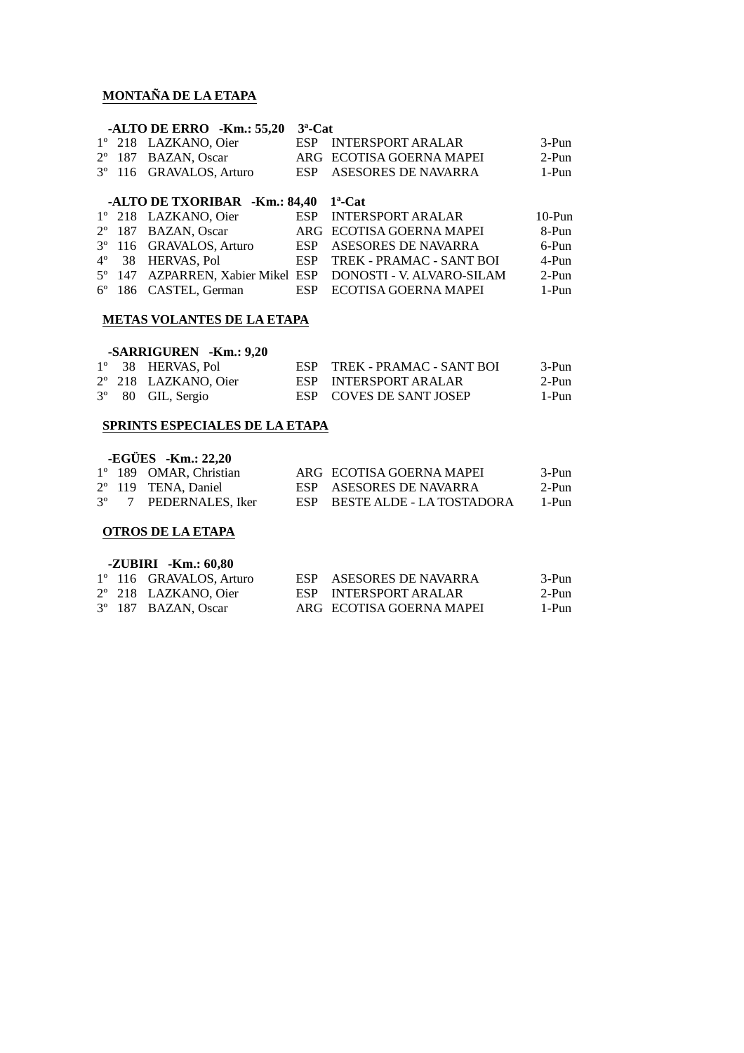## MONTAÑA DE LA ETAPA

**-ALTO DE ERRO -Km.: 55,20 3ª-Cat**

| Pos | Dorsal | Nombre | País | Equipo | Puntos |
|---|---|---|---|---|---|
| 1º | 218 | LAZKANO, Oier | ESP | INTERSPORT ARALAR | 3-Pun |
| 2º | 187 | BAZAN, Oscar | ARG | ECOTISA GOERNA MAPEI | 2-Pun |
| 3º | 116 | GRAVALOS, Arturo | ESP | ASESORES DE NAVARRA | 1-Pun |

**-ALTO DE TXORIBAR -Km.: 84,40 1ª-Cat**

| Pos | Dorsal | Nombre | País | Equipo | Puntos |
|---|---|---|---|---|---|
| 1º | 218 | LAZKANO, Oier | ESP | INTERSPORT ARALAR | 10-Pun |
| 2º | 187 | BAZAN, Oscar | ARG | ECOTISA GOERNA MAPEI | 8-Pun |
| 3º | 116 | GRAVALOS, Arturo | ESP | ASESORES DE NAVARRA | 6-Pun |
| 4º | 38 | HERVAS, Pol | ESP | TREK - PRAMAC - SANT BOI | 4-Pun |
| 5º | 147 | AZPARREN, Xabier Mikel | ESP | DONOSTI - V. ALVARO-SILAM | 2-Pun |
| 6º | 186 | CASTEL, German | ESP | ECOTISA GOERNA MAPEI | 1-Pun |

## METAS VOLANTES DE LA ETAPA

**-SARRIGUREN -Km.: 9,20**

| Pos | Dorsal | Nombre | País | Equipo | Puntos |
|---|---|---|---|---|---|
| 1º | 38 | HERVAS, Pol | ESP | TREK - PRAMAC - SANT BOI | 3-Pun |
| 2º | 218 | LAZKANO, Oier | ESP | INTERSPORT ARALAR | 2-Pun |
| 3º | 80 | GIL, Sergio | ESP | COVES DE SANT JOSEP | 1-Pun |

## SPRINTS ESPECIALES DE LA ETAPA

**-EGÜES -Km.: 22,20**

| Pos | Dorsal | Nombre | País | Equipo | Puntos |
|---|---|---|---|---|---|
| 1º | 189 | OMAR, Christian | ARG | ECOTISA GOERNA MAPEI | 3-Pun |
| 2º | 119 | TENA, Daniel | ESP | ASESORES DE NAVARRA | 2-Pun |
| 3º | 7 | PEDERNALES, Iker | ESP | BESTE ALDE - LA TOSTADORA | 1-Pun |

## OTROS DE LA ETAPA

**-ZUBIRI -Km.: 60,80**

| Pos | Dorsal | Nombre | País | Equipo | Puntos |
|---|---|---|---|---|---|
| 1º | 116 | GRAVALOS, Arturo | ESP | ASESORES DE NAVARRA | 3-Pun |
| 2º | 218 | LAZKANO, Oier | ESP | INTERSPORT ARALAR | 2-Pun |
| 3º | 187 | BAZAN, Oscar | ARG | ECOTISA GOERNA MAPEI | 1-Pun |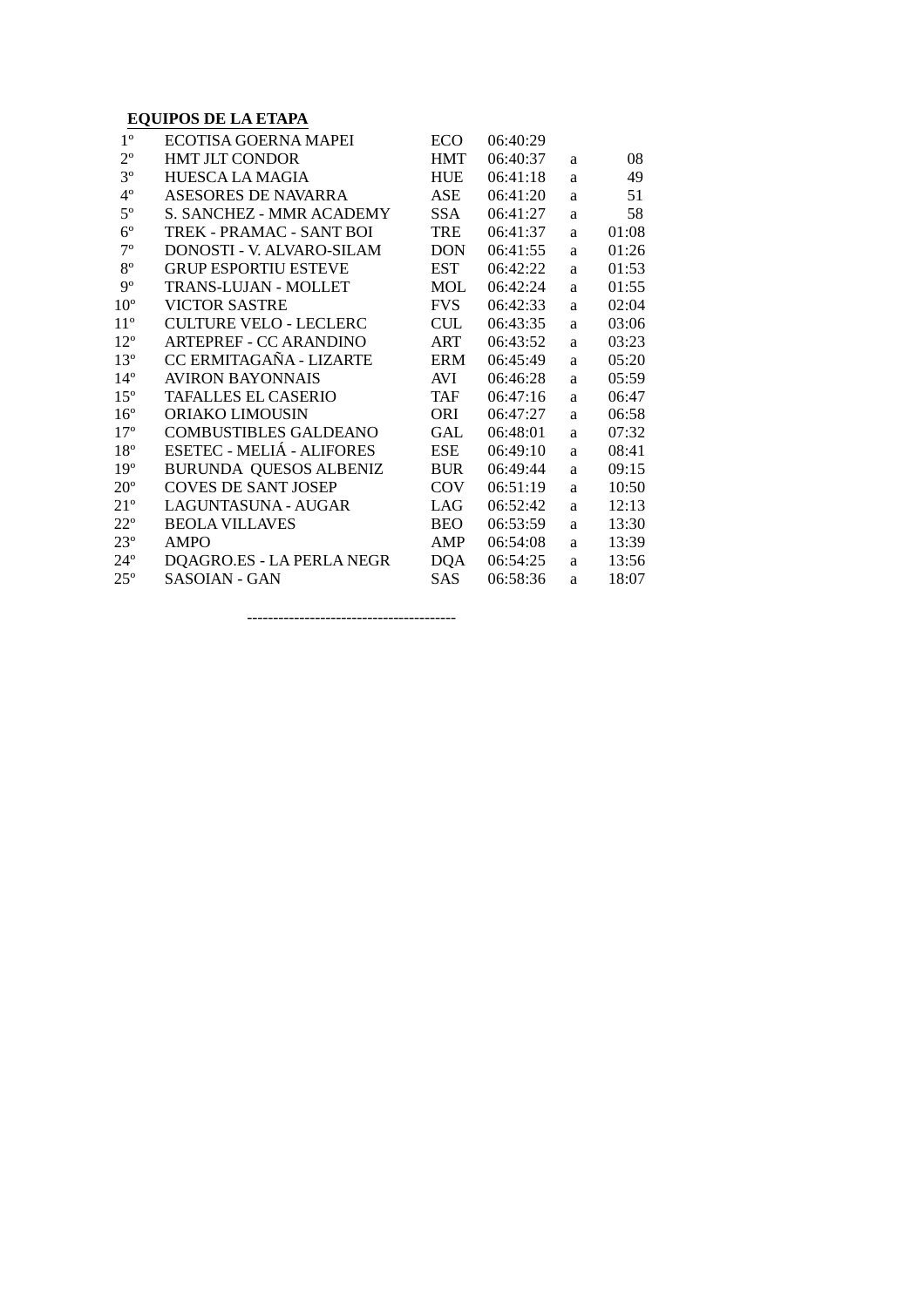**EQUIPOS DE LA ETAPA**

| | | | | | |
|---|---|---|---|---|---|
| 1º | ECOTISA GOERNA MAPEI | ECO | 06:40:29 | | |
| 2º | HMT JLT CONDOR | HMT | 06:40:37 | a | 08 |
| 3º | HUESCA LA MAGIA | HUE | 06:41:18 | a | 49 |
| 4º | ASESORES DE NAVARRA | ASE | 06:41:20 | a | 51 |
| 5º | S. SANCHEZ - MMR ACADEMY | SSA | 06:41:27 | a | 58 |
| 6º | TREK - PRAMAC - SANT BOI | TRE | 06:41:37 | a | 01:08 |
| 7º | DONOSTI - V. ALVARO-SILAM | DON | 06:41:55 | a | 01:26 |
| 8º | GRUP ESPORTIU ESTEVE | EST | 06:42:22 | a | 01:53 |
| 9º | TRANS-LUJAN - MOLLET | MOL | 06:42:24 | a | 01:55 |
| 10º | VICTOR SASTRE | FVS | 06:42:33 | a | 02:04 |
| 11º | CULTURE VELO - LECLERC | CUL | 06:43:35 | a | 03:06 |
| 12º | ARTEPREF - CC ARANDINO | ART | 06:43:52 | a | 03:23 |
| 13º | CC ERMITAGAÑA - LIZARTE | ERM | 06:45:49 | a | 05:20 |
| 14º | AVIRON BAYONNAIS | AVI | 06:46:28 | a | 05:59 |
| 15º | TAFALLES EL CASERIO | TAF | 06:47:16 | a | 06:47 |
| 16º | ORIAKO LIMOUSIN | ORI | 06:47:27 | a | 06:58 |
| 17º | COMBUSTIBLES GALDEANO | GAL | 06:48:01 | a | 07:32 |
| 18º | ESETEC - MELIÁ - ALIFORES | ESE | 06:49:10 | a | 08:41 |
| 19º | BURUNDA QUESOS ALBENIZ | BUR | 06:49:44 | a | 09:15 |
| 20º | COVES DE SANT JOSEP | COV | 06:51:19 | a | 10:50 |
| 21º | LAGUNTASUNA - AUGAR | LAG | 06:52:42 | a | 12:13 |
| 22º | BEOLA VILLAVES | BEO | 06:53:59 | a | 13:30 |
| 23º | AMPO | AMP | 06:54:08 | a | 13:39 |
| 24º | DQAGRO.ES - LA PERLA NEGR | DQA | 06:54:25 | a | 13:56 |
| 25º | SASOIAN - GAN | SAS | 06:58:36 | a | 18:07 |

----------------------------------------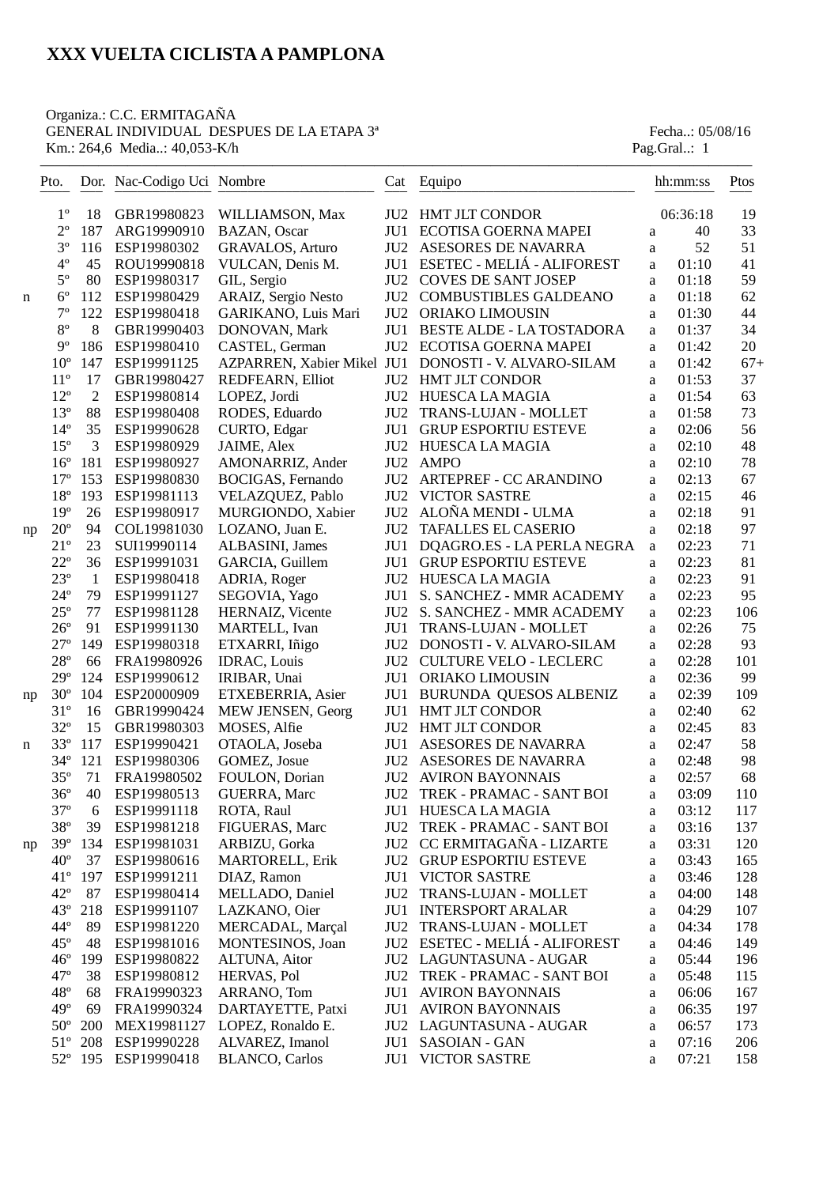# XXX VUELTA CICLISTA A PAMPLONA

Organiza.: C.C. ERMITAGAÑA
GENERAL INDIVIDUAL DESPUES DE LA ETAPA 3ª — Fecha..: 05/08/16
Km.: 264,6 Media..: 40,053-K/h — Pag.Gral..: 1

| | Pto. | Dor. | Nac-Codigo Uci | Nombre | Cat | Equipo | | hh:mm:ss | Ptos |
|---|---|---|---|---|---|---|---|---|---|
| | 1º | 18 | GBR19980823 | WILLIAMSON, Max | JU2 | HMT JLT CONDOR | | 06:36:18 | 19 |
| | 2º | 187 | ARG19990910 | BAZAN, Oscar | JU1 | ECOTISA GOERNA MAPEI | a | 40 | 33 |
| | 3º | 116 | ESP19980302 | GRAVALOS, Arturo | JU2 | ASESORES DE NAVARRA | a | 52 | 51 |
| | 4º | 45 | ROU19990818 | VULCAN, Denis M. | JU1 | ESETEC - MELIÁ - ALIFOREST | a | 01:10 | 41 |
| | 5º | 80 | ESP19980317 | GIL, Sergio | JU2 | COVES DE SANT JOSEP | a | 01:18 | 59 |
| n | 6º | 112 | ESP19980429 | ARAIZ, Sergio Nesto | JU2 | COMBUSTIBLES GALDEANO | a | 01:18 | 62 |
| | 7º | 122 | ESP19980418 | GARIKANO, Luis Mari | JU2 | ORIAKO LIMOUSIN | a | 01:30 | 44 |
| | 8º | 8 | GBR19990403 | DONOVAN, Mark | JU1 | BESTE ALDE - LA TOSTADORA | a | 01:37 | 34 |
| | 9º | 186 | ESP19980410 | CASTEL, German | JU2 | ECOTISA GOERNA MAPEI | a | 01:42 | 20 |
| | 10º | 147 | ESP19991125 | AZPARREN, Xabier Mikel | JU1 | DONOSTI - V. ALVARO-SILAM | a | 01:42 | 67+ |
| | 11º | 17 | GBR19980427 | REDFEARN, Elliot | JU2 | HMT JLT CONDOR | a | 01:53 | 37 |
| | 12º | 2 | ESP19980814 | LOPEZ, Jordi | JU2 | HUESCA LA MAGIA | a | 01:54 | 63 |
| | 13º | 88 | ESP19980408 | RODES, Eduardo | JU2 | TRANS-LUJAN - MOLLET | a | 01:58 | 73 |
| | 14º | 35 | ESP19990628 | CURTO, Edgar | JU1 | GRUP ESPORTIU ESTEVE | a | 02:06 | 56 |
| | 15º | 3 | ESP19980929 | JAIME, Alex | JU2 | HUESCA LA MAGIA | a | 02:10 | 48 |
| | 16º | 181 | ESP19980927 | AMONARRIZ, Ander | JU2 | AMPO | a | 02:10 | 78 |
| | 17º | 153 | ESP19980830 | BOCIGAS, Fernando | JU2 | ARTEPREF - CC ARANDINO | a | 02:13 | 67 |
| | 18º | 193 | ESP19981113 | VELAZQUEZ, Pablo | JU2 | VICTOR SASTRE | a | 02:15 | 46 |
| | 19º | 26 | ESP19980917 | MURGIONDO, Xabier | JU2 | ALOÑA MENDI - ULMA | a | 02:18 | 91 |
| np | 20º | 94 | COL19981030 | LOZANO, Juan E. | JU2 | TAFALLES EL CASERIO | a | 02:18 | 97 |
| | 21º | 23 | SUI19990114 | ALBASINI, James | JU1 | DQAGRO.ES - LA PERLA NEGRA | a | 02:23 | 71 |
| | 22º | 36 | ESP19991031 | GARCIA, Guillem | JU1 | GRUP ESPORTIU ESTEVE | a | 02:23 | 81 |
| | 23º | 1 | ESP19980418 | ADRIA, Roger | JU2 | HUESCA LA MAGIA | a | 02:23 | 91 |
| | 24º | 79 | ESP19991127 | SEGOVIA, Yago | JU1 | S. SANCHEZ - MMR ACADEMY | a | 02:23 | 95 |
| | 25º | 77 | ESP19981128 | HERNAIZ, Vicente | JU2 | S. SANCHEZ - MMR ACADEMY | a | 02:23 | 106 |
| | 26º | 91 | ESP19991130 | MARTELL, Ivan | JU1 | TRANS-LUJAN - MOLLET | a | 02:26 | 75 |
| | 27º | 149 | ESP19980318 | ETXARRI, Iñigo | JU2 | DONOSTI - V. ALVARO-SILAM | a | 02:28 | 93 |
| | 28º | 66 | FRA19980926 | IDRAC, Louis | JU2 | CULTURE VELO - LECLERC | a | 02:28 | 101 |
| | 29º | 124 | ESP19990612 | IRIBAR, Unai | JU1 | ORIAKO LIMOUSIN | a | 02:36 | 99 |
| np | 30º | 104 | ESP20000909 | ETXEBERRIA, Asier | JU1 | BURUNDA QUESOS ALBENIZ | a | 02:39 | 109 |
| | 31º | 16 | GBR19990424 | MEW JENSEN, Georg | JU1 | HMT JLT CONDOR | a | 02:40 | 62 |
| | 32º | 15 | GBR19980303 | MOSES, Alfie | JU2 | HMT JLT CONDOR | a | 02:45 | 83 |
| n | 33º | 117 | ESP19990421 | OTAOLA, Joseba | JU1 | ASESORES DE NAVARRA | a | 02:47 | 58 |
| | 34º | 121 | ESP19980306 | GOMEZ, Josue | JU2 | ASESORES DE NAVARRA | a | 02:48 | 98 |
| | 35º | 71 | FRA19980502 | FOULON, Dorian | JU2 | AVIRON BAYONNAIS | a | 02:57 | 68 |
| | 36º | 40 | ESP19980513 | GUERRA, Marc | JU2 | TREK - PRAMAC - SANT BOI | a | 03:09 | 110 |
| | 37º | 6 | ESP19991118 | ROTA, Raul | JU1 | HUESCA LA MAGIA | a | 03:12 | 117 |
| | 38º | 39 | ESP19981218 | FIGUERAS, Marc | JU2 | TREK - PRAMAC - SANT BOI | a | 03:16 | 137 |
| np | 39º | 134 | ESP19981031 | ARBIZU, Gorka | JU2 | CC ERMITAGAÑA - LIZARTE | a | 03:31 | 120 |
| | 40º | 37 | ESP19980616 | MARTORELL, Erik | JU2 | GRUP ESPORTIU ESTEVE | a | 03:43 | 165 |
| | 41º | 197 | ESP19991211 | DIAZ, Ramon | JU1 | VICTOR SASTRE | a | 03:46 | 128 |
| | 42º | 87 | ESP19980414 | MELLADO, Daniel | JU2 | TRANS-LUJAN - MOLLET | a | 04:00 | 148 |
| | 43º | 218 | ESP19991107 | LAZKANO, Oier | JU1 | INTERSPORT ARALAR | a | 04:29 | 107 |
| | 44º | 89 | ESP19981220 | MERCADAL, Marçal | JU2 | TRANS-LUJAN - MOLLET | a | 04:34 | 178 |
| | 45º | 48 | ESP19981016 | MONTESINOS, Joan | JU2 | ESETEC - MELIÁ - ALIFOREST | a | 04:46 | 149 |
| | 46º | 199 | ESP19980822 | ALTUNA, Aitor | JU2 | LAGUNTASUNA - AUGAR | a | 05:44 | 196 |
| | 47º | 38 | ESP19980812 | HERVAS, Pol | JU2 | TREK - PRAMAC - SANT BOI | a | 05:48 | 115 |
| | 48º | 68 | FRA19990323 | ARRANO, Tom | JU1 | AVIRON BAYONNAIS | a | 06:06 | 167 |
| | 49º | 69 | FRA19990324 | DARTAYETTE, Patxi | JU1 | AVIRON BAYONNAIS | a | 06:35 | 197 |
| | 50º | 200 | MEX19981127 | LOPEZ, Ronaldo E. | JU2 | LAGUNTASUNA - AUGAR | a | 06:57 | 173 |
| | 51º | 208 | ESP19990228 | ALVAREZ, Imanol | JU1 | SASOIAN - GAN | a | 07:16 | 206 |
| | 52º | 195 | ESP19990418 | BLANCO, Carlos | JU1 | VICTOR SASTRE | a | 07:21 | 158 |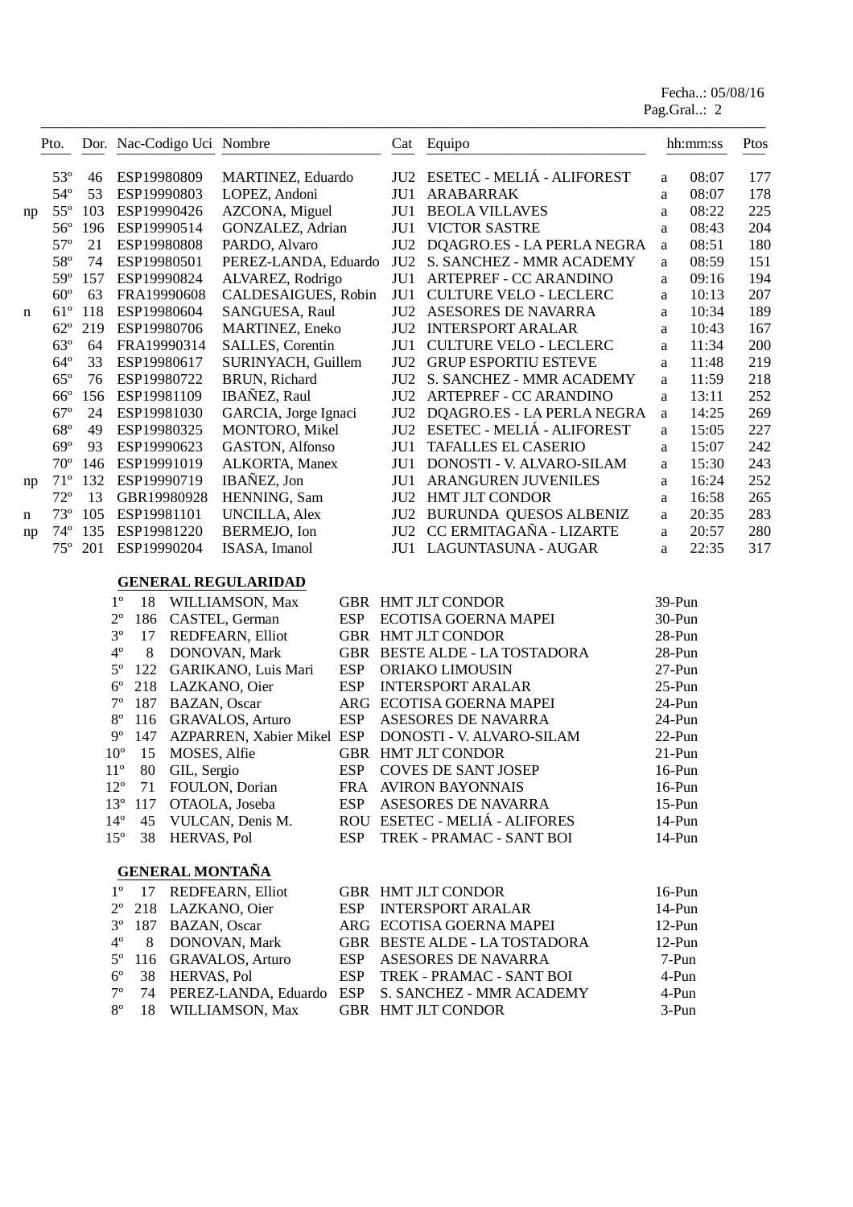Fecha..: 05/08/16
Pag.Gral..: 2

| | Pto. | Dor. | Nac-Codigo Uci | Nombre | Cat | Equipo | | hh:mm:ss | Ptos |
|---|---|---|---|---|---|---|---|---|---|
| | 53º | 46 | ESP19980809 | MARTINEZ, Eduardo | JU2 | ESETEC - MELIÁ - ALIFOREST | a | 08:07 | 177 |
| | 54º | 53 | ESP19990803 | LOPEZ, Andoni | JU1 | ARABARRAK | a | 08:07 | 178 |
| np | 55º | 103 | ESP19990426 | AZCONA, Miguel | JU1 | BEOLA VILLAVES | a | 08:22 | 225 |
| | 56º | 196 | ESP19990514 | GONZALEZ, Adrian | JU1 | VICTOR SASTRE | a | 08:43 | 204 |
| | 57º | 21 | ESP19980808 | PARDO, Alvaro | JU2 | DQAGRO.ES - LA PERLA NEGRA | a | 08:51 | 180 |
| | 58º | 74 | ESP19980501 | PEREZ-LANDA, Eduardo | JU2 | S. SANCHEZ - MMR ACADEMY | a | 08:59 | 151 |
| | 59º | 157 | ESP19990824 | ALVAREZ, Rodrigo | JU1 | ARTEPREF - CC ARANDINO | a | 09:16 | 194 |
| | 60º | 63 | FRA19990608 | CALDESAIGUES, Robin | JU1 | CULTURE VELO - LECLERC | a | 10:13 | 207 |
| n | 61º | 118 | ESP19980604 | SANGUESA, Raul | JU2 | ASESORES DE NAVARRA | a | 10:34 | 189 |
| | 62º | 219 | ESP19980706 | MARTINEZ, Eneko | JU2 | INTERSPORT ARALAR | a | 10:43 | 167 |
| | 63º | 64 | FRA19990314 | SALLES, Corentin | JU1 | CULTURE VELO - LECLERC | a | 11:34 | 200 |
| | 64º | 33 | ESP19980617 | SURINYACH, Guillem | JU2 | GRUP ESPORTIU ESTEVE | a | 11:48 | 219 |
| | 65º | 76 | ESP19980722 | BRUN, Richard | JU2 | S. SANCHEZ - MMR ACADEMY | a | 11:59 | 218 |
| | 66º | 156 | ESP19981109 | IBAÑEZ, Raul | JU2 | ARTEPREF - CC ARANDINO | a | 13:11 | 252 |
| | 67º | 24 | ESP19981030 | GARCIA, Jorge Ignaci | JU2 | DQAGRO.ES - LA PERLA NEGRA | a | 14:25 | 269 |
| | 68º | 49 | ESP19980325 | MONTORO, Mikel | JU2 | ESETEC - MELIÁ - ALIFOREST | a | 15:05 | 227 |
| | 69º | 93 | ESP19990623 | GASTON, Alfonso | JU1 | TAFALLES EL CASERIO | a | 15:07 | 242 |
| | 70º | 146 | ESP19991019 | ALKORTA, Manex | JU1 | DONOSTI - V. ALVARO-SILAM | a | 15:30 | 243 |
| np | 71º | 132 | ESP19990719 | IBAÑEZ, Jon | JU1 | ARANGUREN JUVENILES | a | 16:24 | 252 |
| | 72º | 13 | GBR19980928 | HENNING, Sam | JU2 | HMT JLT CONDOR | a | 16:58 | 265 |
| n | 73º | 105 | ESP19981101 | UNCILLA, Alex | JU2 | BURUNDA QUESOS ALBENIZ | a | 20:35 | 283 |
| np | 74º | 135 | ESP19981220 | BERMEJO, Ion | JU2 | CC ERMITAGAÑA - LIZARTE | a | 20:57 | 280 |
| | 75º | 201 | ESP19990204 | ISASA, Imanol | JU1 | LAGUNTASUNA - AUGAR | a | 22:35 | 317 |

## GENERAL REGULARIDAD

| Pto. | Dor. | Nombre | Nac. | Equipo | Puntos |
|---|---|---|---|---|---|
| 1º | 18 | WILLIAMSON, Max | GBR | HMT JLT CONDOR | 39-Pun |
| 2º | 186 | CASTEL, German | ESP | ECOTISA GOERNA MAPEI | 30-Pun |
| 3º | 17 | REDFEARN, Elliot | GBR | HMT JLT CONDOR | 28-Pun |
| 4º | 8 | DONOVAN, Mark | GBR | BESTE ALDE - LA TOSTADORA | 28-Pun |
| 5º | 122 | GARIKANO, Luis Mari | ESP | ORIAKO LIMOUSIN | 27-Pun |
| 6º | 218 | LAZKANO, Oier | ESP | INTERSPORT ARALAR | 25-Pun |
| 7º | 187 | BAZAN, Oscar | ARG | ECOTISA GOERNA MAPEI | 24-Pun |
| 8º | 116 | GRAVALOS, Arturo | ESP | ASESORES DE NAVARRA | 24-Pun |
| 9º | 147 | AZPARREN, Xabier Mikel | ESP | DONOSTI - V. ALVARO-SILAM | 22-Pun |
| 10º | 15 | MOSES, Alfie | GBR | HMT JLT CONDOR | 21-Pun |
| 11º | 80 | GIL, Sergio | ESP | COVES DE SANT JOSEP | 16-Pun |
| 12º | 71 | FOULON, Dorian | FRA | AVIRON BAYONNAIS | 16-Pun |
| 13º | 117 | OTAOLA, Joseba | ESP | ASESORES DE NAVARRA | 15-Pun |
| 14º | 45 | VULCAN, Denis M. | ROU | ESETEC - MELIÁ - ALIFORES | 14-Pun |
| 15º | 38 | HERVAS, Pol | ESP | TREK - PRAMAC - SANT BOI | 14-Pun |

## GENERAL MONTAÑA

| Pto. | Dor. | Nombre | Nac. | Equipo | Puntos |
|---|---|---|---|---|---|
| 1º | 17 | REDFEARN, Elliot | GBR | HMT JLT CONDOR | 16-Pun |
| 2º | 218 | LAZKANO, Oier | ESP | INTERSPORT ARALAR | 14-Pun |
| 3º | 187 | BAZAN, Oscar | ARG | ECOTISA GOERNA MAPEI | 12-Pun |
| 4º | 8 | DONOVAN, Mark | GBR | BESTE ALDE - LA TOSTADORA | 12-Pun |
| 5º | 116 | GRAVALOS, Arturo | ESP | ASESORES DE NAVARRA | 7-Pun |
| 6º | 38 | HERVAS, Pol | ESP | TREK - PRAMAC - SANT BOI | 4-Pun |
| 7º | 74 | PEREZ-LANDA, Eduardo | ESP | S. SANCHEZ - MMR ACADEMY | 4-Pun |
| 8º | 18 | WILLIAMSON, Max | GBR | HMT JLT CONDOR | 3-Pun |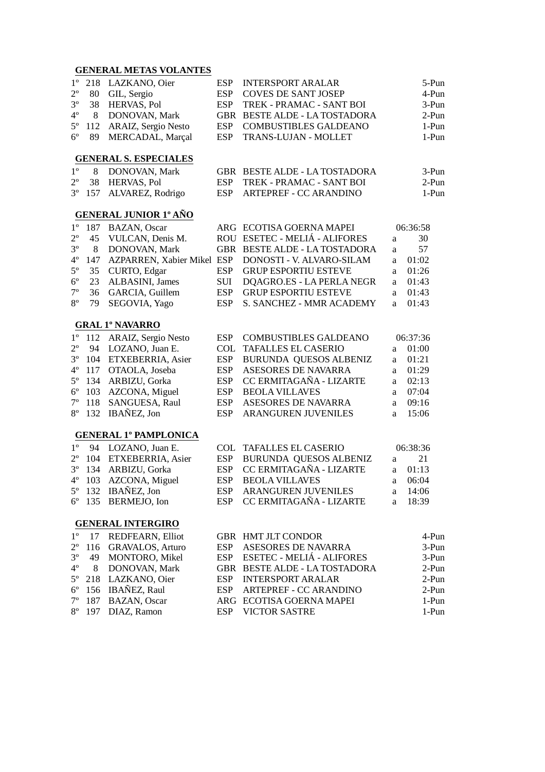**GENERAL METAS VOLANTES**

| | | | | | |
|---|---|---|---|---|---|
| 1º | 218 | LAZKANO, Oier | ESP | INTERSPORT ARALAR | 5-Pun |
| 2º | 80 | GIL, Sergio | ESP | COVES DE SANT JOSEP | 4-Pun |
| 3º | 38 | HERVAS, Pol | ESP | TREK - PRAMAC - SANT BOI | 3-Pun |
| 4º | 8 | DONOVAN, Mark | GBR | BESTE ALDE - LA TOSTADORA | 2-Pun |
| 5º | 112 | ARAIZ, Sergio Nesto | ESP | COMBUSTIBLES GALDEANO | 1-Pun |
| 6º | 89 | MERCADAL, Marçal | ESP | TRANS-LUJAN - MOLLET | 1-Pun |

**GENERAL S. ESPECIALES**

| | | | | | |
|---|---|---|---|---|---|
| 1º | 8 | DONOVAN, Mark | GBR | BESTE ALDE - LA TOSTADORA | 3-Pun |
| 2º | 38 | HERVAS, Pol | ESP | TREK - PRAMAC - SANT BOI | 2-Pun |
| 3º | 157 | ALVAREZ, Rodrigo | ESP | ARTEPREF - CC ARANDINO | 1-Pun |

**GENERAL JUNIOR 1º AÑO**

| | | | | | | |
|---|---|---|---|---|---|---|
| 1º | 187 | BAZAN, Oscar | ARG | ECOTISA GOERNA MAPEI | | 06:36:58 |
| 2º | 45 | VULCAN, Denis M. | ROU | ESETEC - MELIÁ - ALIFORES | a | 30 |
| 3º | 8 | DONOVAN, Mark | GBR | BESTE ALDE - LA TOSTADORA | a | 57 |
| 4º | 147 | AZPARREN, Xabier Mikel | ESP | DONOSTI - V. ALVARO-SILAM | a | 01:02 |
| 5º | 35 | CURTO, Edgar | ESP | GRUP ESPORTIU ESTEVE | a | 01:26 |
| 6º | 23 | ALBASINI, James | SUI | DQAGRO.ES - LA PERLA NEGR | a | 01:43 |
| 7º | 36 | GARCIA, Guillem | ESP | GRUP ESPORTIU ESTEVE | a | 01:43 |
| 8º | 79 | SEGOVIA, Yago | ESP | S. SANCHEZ - MMR ACADEMY | a | 01:43 |

**GRAL 1º NAVARRO**

| | | | | | | |
|---|---|---|---|---|---|---|
| 1º | 112 | ARAIZ, Sergio Nesto | ESP | COMBUSTIBLES GALDEANO | | 06:37:36 |
| 2º | 94 | LOZANO, Juan E. | COL | TAFALLES EL CASERIO | a | 01:00 |
| 3º | 104 | ETXEBERRIA, Asier | ESP | BURUNDA QUESOS ALBENIZ | a | 01:21 |
| 4º | 117 | OTAOLA, Joseba | ESP | ASESORES DE NAVARRA | a | 01:29 |
| 5º | 134 | ARBIZU, Gorka | ESP | CC ERMITAGAÑA - LIZARTE | a | 02:13 |
| 6º | 103 | AZCONA, Miguel | ESP | BEOLA VILLAVES | a | 07:04 |
| 7º | 118 | SANGUESA, Raul | ESP | ASESORES DE NAVARRA | a | 09:16 |
| 8º | 132 | IBAÑEZ, Jon | ESP | ARANGUREN JUVENILES | a | 15:06 |

**GENERAL 1º PAMPLONICA**

| | | | | | | |
|---|---|---|---|---|---|---|
| 1º | 94 | LOZANO, Juan E. | COL | TAFALLES EL CASERIO | | 06:38:36 |
| 2º | 104 | ETXEBERRIA, Asier | ESP | BURUNDA QUESOS ALBENIZ | a | 21 |
| 3º | 134 | ARBIZU, Gorka | ESP | CC ERMITAGAÑA - LIZARTE | a | 01:13 |
| 4º | 103 | AZCONA, Miguel | ESP | BEOLA VILLAVES | a | 06:04 |
| 5º | 132 | IBAÑEZ, Jon | ESP | ARANGUREN JUVENILES | a | 14:06 |
| 6º | 135 | BERMEJO, Ion | ESP | CC ERMITAGAÑA - LIZARTE | a | 18:39 |

**GENERAL INTERGIRO**

| | | | | | |
|---|---|---|---|---|---|
| 1º | 17 | REDFEARN, Elliot | GBR | HMT JLT CONDOR | 4-Pun |
| 2º | 116 | GRAVALOS, Arturo | ESP | ASESORES DE NAVARRA | 3-Pun |
| 3º | 49 | MONTORO, Mikel | ESP | ESETEC - MELIÁ - ALIFORES | 3-Pun |
| 4º | 8 | DONOVAN, Mark | GBR | BESTE ALDE - LA TOSTADORA | 2-Pun |
| 5º | 218 | LAZKANO, Oier | ESP | INTERSPORT ARALAR | 2-Pun |
| 6º | 156 | IBAÑEZ, Raul | ESP | ARTEPREF - CC ARANDINO | 2-Pun |
| 7º | 187 | BAZAN, Oscar | ARG | ECOTISA GOERNA MAPEI | 1-Pun |
| 8º | 197 | DIAZ, Ramon | ESP | VICTOR SASTRE | 1-Pun |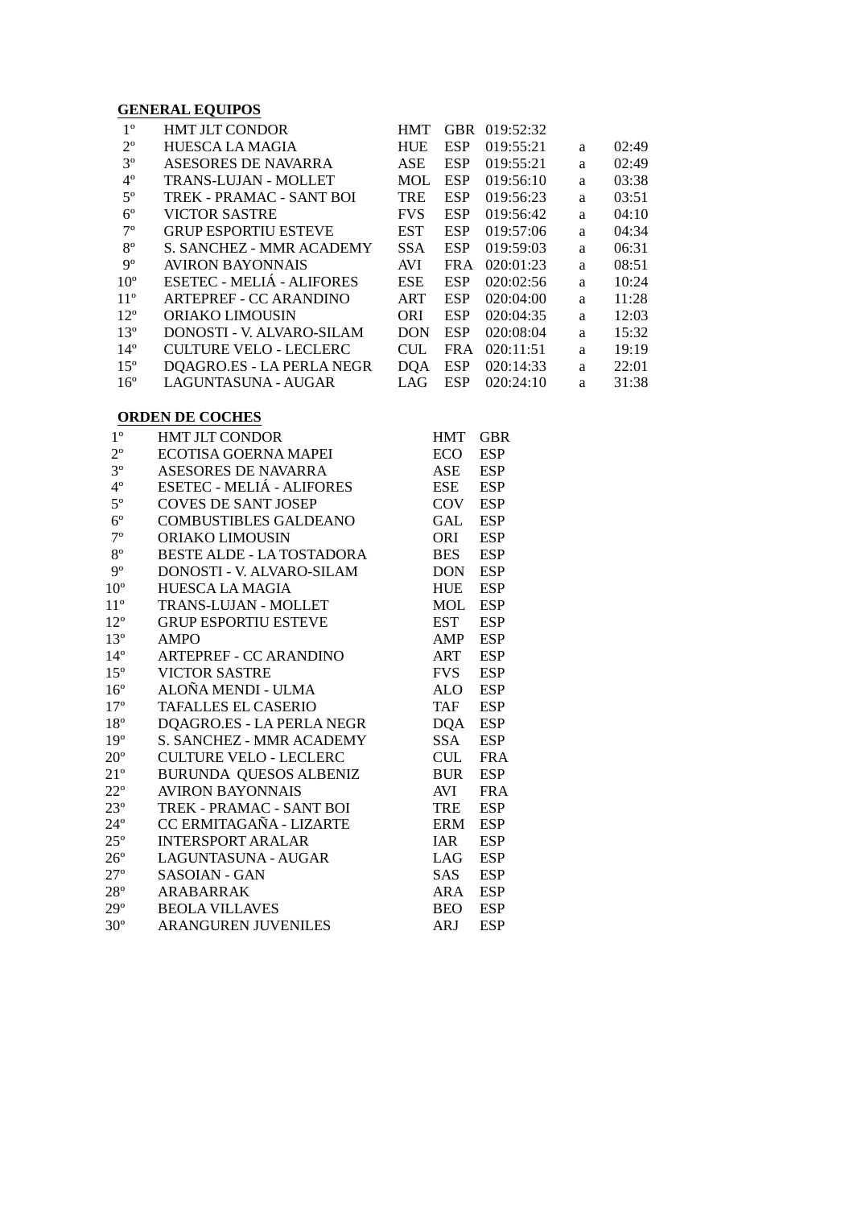**GENERAL EQUIPOS**

| | | | | | | |
|---|---|---|---|---|---|---|
| 1º | HMT JLT CONDOR | HMT | GBR | 019:52:32 | | |
| 2º | HUESCA LA MAGIA | HUE | ESP | 019:55:21 | a | 02:49 |
| 3º | ASESORES DE NAVARRA | ASE | ESP | 019:55:21 | a | 02:49 |
| 4º | TRANS-LUJAN - MOLLET | MOL | ESP | 019:56:10 | a | 03:38 |
| 5º | TREK - PRAMAC - SANT BOI | TRE | ESP | 019:56:23 | a | 03:51 |
| 6º | VICTOR SASTRE | FVS | ESP | 019:56:42 | a | 04:10 |
| 7º | GRUP ESPORTIU ESTEVE | EST | ESP | 019:57:06 | a | 04:34 |
| 8º | S. SANCHEZ - MMR ACADEMY | SSA | ESP | 019:59:03 | a | 06:31 |
| 9º | AVIRON BAYONNAIS | AVI | FRA | 020:01:23 | a | 08:51 |
| 10º | ESETEC - MELIÁ - ALIFORES | ESE | ESP | 020:02:56 | a | 10:24 |
| 11º | ARTEPREF - CC ARANDINO | ART | ESP | 020:04:00 | a | 11:28 |
| 12º | ORIAKO LIMOUSIN | ORI | ESP | 020:04:35 | a | 12:03 |
| 13º | DONOSTI - V. ALVARO-SILAM | DON | ESP | 020:08:04 | a | 15:32 |
| 14º | CULTURE VELO - LECLERC | CUL | FRA | 020:11:51 | a | 19:19 |
| 15º | DQAGRO.ES - LA PERLA NEGR | DQA | ESP | 020:14:33 | a | 22:01 |
| 16º | LAGUNTASUNA - AUGAR | LAG | ESP | 020:24:10 | a | 31:38 |

**ORDEN DE COCHES**

| | | | |
|---|---|---|---|
| 1º | HMT JLT CONDOR | HMT | GBR |
| 2º | ECOTISA GOERNA MAPEI | ECO | ESP |
| 3º | ASESORES DE NAVARRA | ASE | ESP |
| 4º | ESETEC - MELIÁ - ALIFORES | ESE | ESP |
| 5º | COVES DE SANT JOSEP | COV | ESP |
| 6º | COMBUSTIBLES GALDEANO | GAL | ESP |
| 7º | ORIAKO LIMOUSIN | ORI | ESP |
| 8º | BESTE ALDE - LA TOSTADORA | BES | ESP |
| 9º | DONOSTI - V. ALVARO-SILAM | DON | ESP |
| 10º | HUESCA LA MAGIA | HUE | ESP |
| 11º | TRANS-LUJAN - MOLLET | MOL | ESP |
| 12º | GRUP ESPORTIU ESTEVE | EST | ESP |
| 13º | AMPO | AMP | ESP |
| 14º | ARTEPREF - CC ARANDINO | ART | ESP |
| 15º | VICTOR SASTRE | FVS | ESP |
| 16º | ALOÑA MENDI - ULMA | ALO | ESP |
| 17º | TAFALLES EL CASERIO | TAF | ESP |
| 18º | DQAGRO.ES - LA PERLA NEGR | DQA | ESP |
| 19º | S. SANCHEZ - MMR ACADEMY | SSA | ESP |
| 20º | CULTURE VELO - LECLERC | CUL | FRA |
| 21º | BURUNDA QUESOS ALBENIZ | BUR | ESP |
| 22º | AVIRON BAYONNAIS | AVI | FRA |
| 23º | TREK - PRAMAC - SANT BOI | TRE | ESP |
| 24º | CC ERMITAGAÑA - LIZARTE | ERM | ESP |
| 25º | INTERSPORT ARALAR | IAR | ESP |
| 26º | LAGUNTASUNA - AUGAR | LAG | ESP |
| 27º | SASOIAN - GAN | SAS | ESP |
| 28º | ARABARRAK | ARA | ESP |
| 29º | BEOLA VILLAVES | BEO | ESP |
| 30º | ARANGUREN JUVENILES | ARJ | ESP |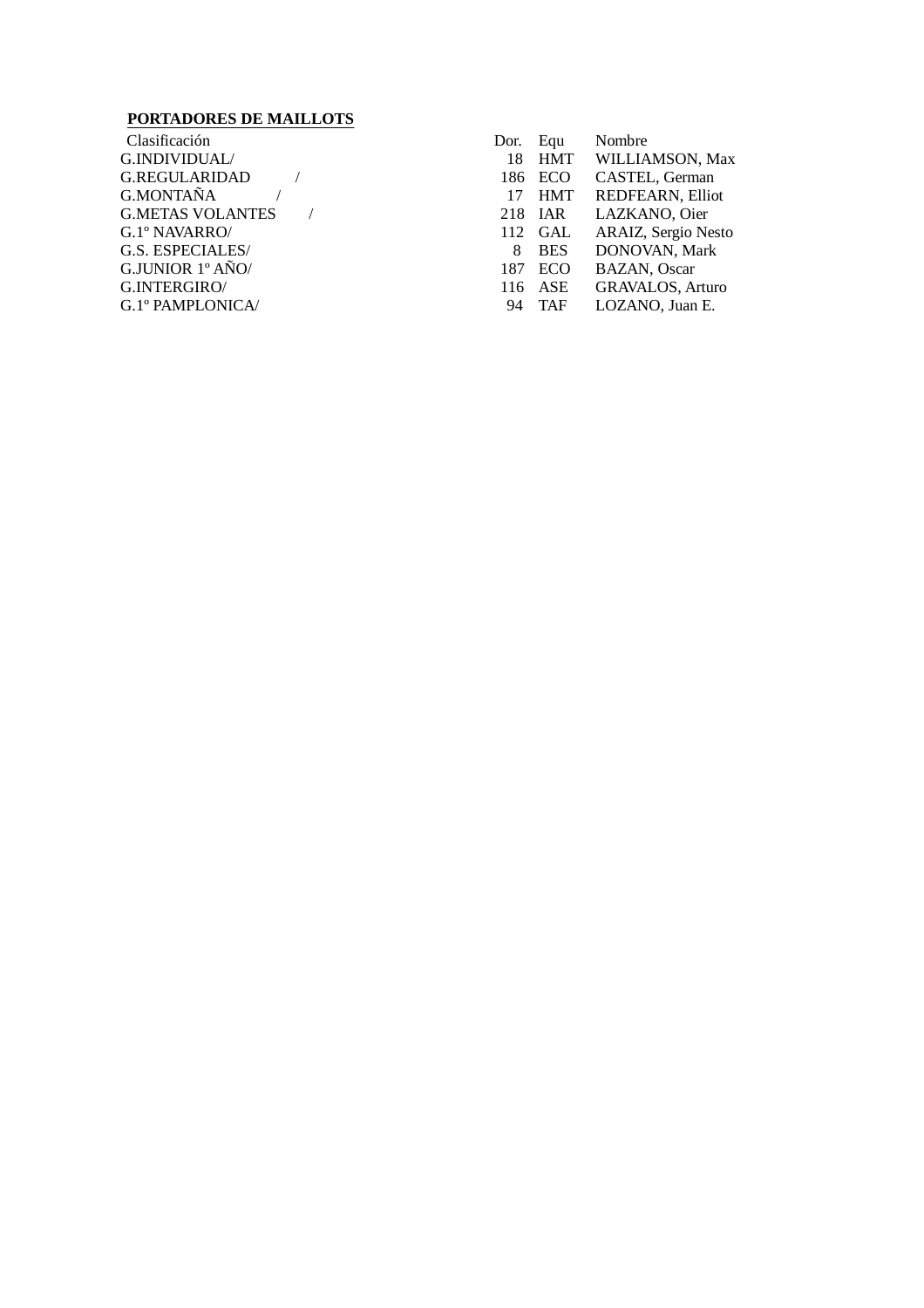**PORTADORES DE MAILLOTS**

| Clasificación | Dor. | Equ | Nombre |
|---|---|---|---|
| G.INDIVIDUAL/ | 18 | HMT | WILLIAMSON, Max |
| G.REGULARIDAD / | 186 | ECO | CASTEL, German |
| G.MONTAÑA / | 17 | HMT | REDFEARN, Elliot |
| G.METAS VOLANTES / | 218 | IAR | LAZKANO, Oier |
| G.1º NAVARRO/ | 112 | GAL | ARAIZ, Sergio Nesto |
| G.S. ESPECIALES/ | 8 | BES | DONOVAN, Mark |
| G.JUNIOR 1º AÑO/ | 187 | ECO | BAZAN, Oscar |
| G.INTERGIRO/ | 116 | ASE | GRAVALOS, Arturo |
| G.1º PAMPLONICA/ | 94 | TAF | LOZANO, Juan E. |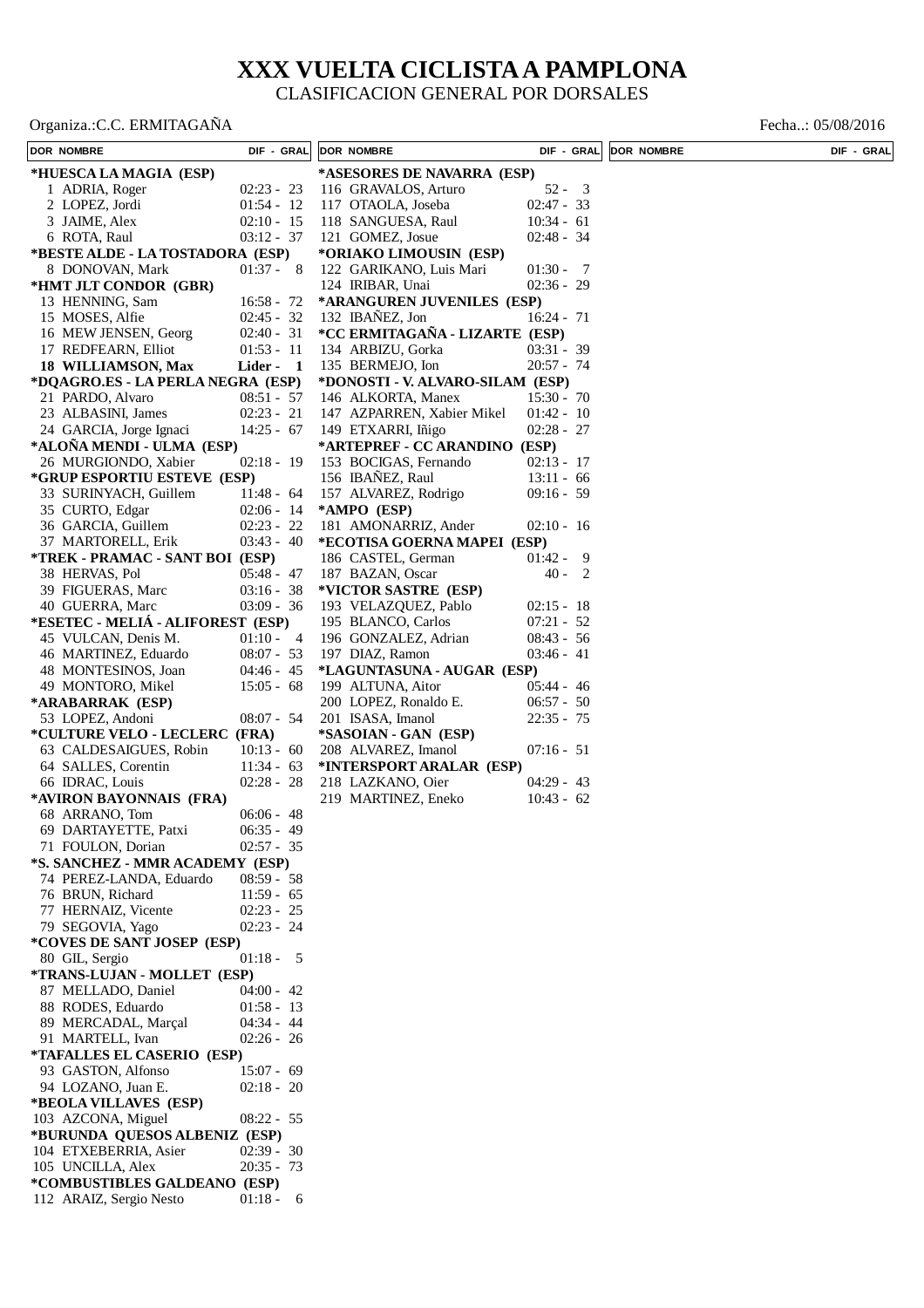# XXX VUELTA CICLISTA A PAMPLONA

CLASIFICACION GENERAL POR DORSALES

Organiza.:C.C. ERMITAGAÑA

Fecha..: 05/08/2016

| DOR | NOMBRE | DIF - GRAL |
|---|---|---|
| | **\*HUESCA LA MAGIA (ESP)** | |
| 1 | ADRIA, Roger | 02:23 - 23 |
| 2 | LOPEZ, Jordi | 01:54 - 12 |
| 3 | JAIME, Alex | 02:10 - 15 |
| 6 | ROTA, Raul | 03:12 - 37 |
| | **\*BESTE ALDE - LA TOSTADORA (ESP)** | |
| 8 | DONOVAN, Mark | 01:37 - 8 |
| | **\*HMT JLT CONDOR (GBR)** | |
| 13 | HENNING, Sam | 16:58 - 72 |
| 15 | MOSES, Alfie | 02:45 - 32 |
| 16 | MEW JENSEN, Georg | 02:40 - 31 |
| 17 | REDFEARN, Elliot | 01:53 - 11 |
| **18** | **WILLIAMSON, Max** | **Lider - 1** |
| | **\*DQAGRO.ES - LA PERLA NEGRA (ESP)** | |
| 21 | PARDO, Alvaro | 08:51 - 57 |
| 23 | ALBASINI, James | 02:23 - 21 |
| 24 | GARCIA, Jorge Ignaci | 14:25 - 67 |
| | **\*ALOÑA MENDI - ULMA (ESP)** | |
| 26 | MURGIONDO, Xabier | 02:18 - 19 |
| | **\*GRUP ESPORTIU ESTEVE (ESP)** | |
| 33 | SURINYACH, Guillem | 11:48 - 64 |
| 35 | CURTO, Edgar | 02:06 - 14 |
| 36 | GARCIA, Guillem | 02:23 - 22 |
| 37 | MARTORELL, Erik | 03:43 - 40 |
| | **\*TREK - PRAMAC - SANT BOI (ESP)** | |
| 38 | HERVAS, Pol | 05:48 - 47 |
| 39 | FIGUERAS, Marc | 03:16 - 38 |
| 40 | GUERRA, Marc | 03:09 - 36 |
| | **\*ESETEC - MELIÁ - ALIFOREST (ESP)** | |
| 45 | VULCAN, Denis M. | 01:10 - 4 |
| 46 | MARTINEZ, Eduardo | 08:07 - 53 |
| 48 | MONTESINOS, Joan | 04:46 - 45 |
| 49 | MONTORO, Mikel | 15:05 - 68 |
| | **\*ARABARRAK (ESP)** | |
| 53 | LOPEZ, Andoni | 08:07 - 54 |
| | **\*CULTURE VELO - LECLERC (FRA)** | |
| 63 | CALDESAIGUES, Robin | 10:13 - 60 |
| 64 | SALLES, Corentin | 11:34 - 63 |
| 66 | IDRAC, Louis | 02:28 - 28 |
| | **\*AVIRON BAYONNAIS (FRA)** | |
| 68 | ARRANO, Tom | 06:06 - 48 |
| 69 | DARTAYETTE, Patxi | 06:35 - 49 |
| 71 | FOULON, Dorian | 02:57 - 35 |
| | **\*S. SANCHEZ - MMR ACADEMY (ESP)** | |
| 74 | PEREZ-LANDA, Eduardo | 08:59 - 58 |
| 76 | BRUN, Richard | 11:59 - 65 |
| 77 | HERNAIZ, Vicente | 02:23 - 25 |
| 79 | SEGOVIA, Yago | 02:23 - 24 |
| | **\*COVES DE SANT JOSEP (ESP)** | |
| 80 | GIL, Sergio | 01:18 - 5 |
| | **\*TRANS-LUJAN - MOLLET (ESP)** | |
| 87 | MELLADO, Daniel | 04:00 - 42 |
| 88 | RODES, Eduardo | 01:58 - 13 |
| 89 | MERCADAL, Marçal | 04:34 - 44 |
| 91 | MARTELL, Ivan | 02:26 - 26 |
| | **\*TAFALLES EL CASERIO (ESP)** | |
| 93 | GASTON, Alfonso | 15:07 - 69 |
| 94 | LOZANO, Juan E. | 02:18 - 20 |
| | **\*BEOLA VILLAVES (ESP)** | |
| 103 | AZCONA, Miguel | 08:22 - 55 |
| | **\*BURUNDA QUESOS ALBENIZ (ESP)** | |
| 104 | ETXEBERRIA, Asier | 02:39 - 30 |
| 105 | UNCILLA, Alex | 20:35 - 73 |
| | **\*COMBUSTIBLES GALDEANO (ESP)** | |
| 112 | ARAIZ, Sergio Nesto | 01:18 - 6 |
| | **\*ASESORES DE NAVARRA (ESP)** | |
| 116 | GRAVALOS, Arturo | 52 - 3 |
| 117 | OTAOLA, Joseba | 02:47 - 33 |
| 118 | SANGUESA, Raul | 10:34 - 61 |
| 121 | GOMEZ, Josue | 02:48 - 34 |
| | **\*ORIAKO LIMOUSIN (ESP)** | |
| 122 | GARIKANO, Luis Mari | 01:30 - 7 |
| 124 | IRIBAR, Unai | 02:36 - 29 |
| | **\*ARANGUREN JUVENILES (ESP)** | |
| 132 | IBAÑEZ, Jon | 16:24 - 71 |
| | **\*CC ERMITAGAÑA - LIZARTE (ESP)** | |
| 134 | ARBIZU, Gorka | 03:31 - 39 |
| 135 | BERMEJO, Ion | 20:57 - 74 |
| | **\*DONOSTI - V. ALVARO-SILAM (ESP)** | |
| 146 | ALKORTA, Manex | 15:30 - 70 |
| 147 | AZPARREN, Xabier Mikel | 01:42 - 10 |
| 149 | ETXARRI, Iñigo | 02:28 - 27 |
| | **\*ARTEPREF - CC ARANDINO (ESP)** | |
| 153 | BOCIGAS, Fernando | 02:13 - 17 |
| 156 | IBAÑEZ, Raul | 13:11 - 66 |
| 157 | ALVAREZ, Rodrigo | 09:16 - 59 |
| | **\*AMPO (ESP)** | |
| 181 | AMONARRIZ, Ander | 02:10 - 16 |
| | **\*ECOTISA GOERNA MAPEI (ESP)** | |
| 186 | CASTEL, German | 01:42 - 9 |
| 187 | BAZAN, Oscar | 40 - 2 |
| | **\*VICTOR SASTRE (ESP)** | |
| 193 | VELAZQUEZ, Pablo | 02:15 - 18 |
| 195 | BLANCO, Carlos | 07:21 - 52 |
| 196 | GONZALEZ, Adrian | 08:43 - 56 |
| 197 | DIAZ, Ramon | 03:46 - 41 |
| | **\*LAGUNTASUNA - AUGAR (ESP)** | |
| 199 | ALTUNA, Aitor | 05:44 - 46 |
| 200 | LOPEZ, Ronaldo E. | 06:57 - 50 |
| 201 | ISASA, Imanol | 22:35 - 75 |
| | **\*SASOIAN - GAN (ESP)** | |
| 208 | ALVAREZ, Imanol | 07:16 - 51 |
| | **\*INTERSPORT ARALAR (ESP)** | |
| 218 | LAZKANO, Oier | 04:29 - 43 |
| 219 | MARTINEZ, Eneko | 10:43 - 62 |